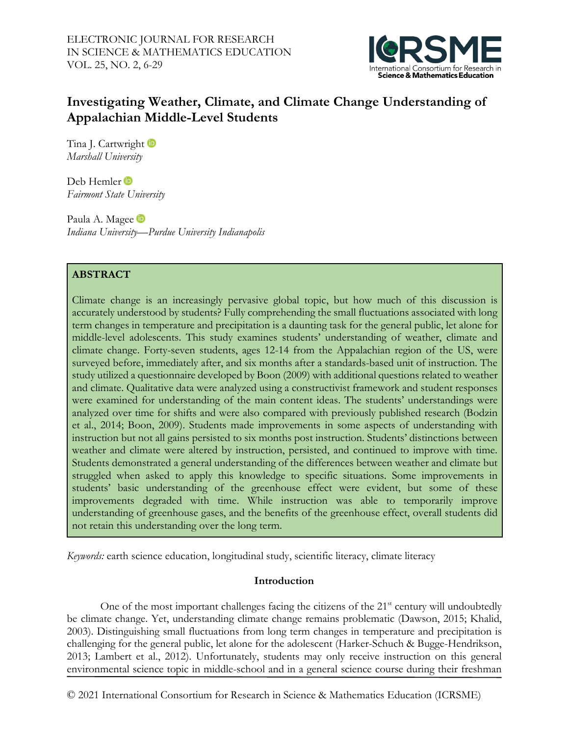# Investigating Weather, Climate, and Climate Change Understanding of Appalachian Middle-Level Students

Tina J. Cartwright
*Marshall University*

Deb Hemler
*Fairmont State University*

Paula A. Magee
*Indiana University—Purdue University Indianapolis*

## ABSTRACT

Climate change is an increasingly pervasive global topic, but how much of this discussion is accurately understood by students? Fully comprehending the small fluctuations associated with long term changes in temperature and precipitation is a daunting task for the general public, let alone for middle-level adolescents. This study examines students' understanding of weather, climate and climate change. Forty-seven students, ages 12-14 from the Appalachian region of the US, were surveyed before, immediately after, and six months after a standards-based unit of instruction. The study utilized a questionnaire developed by Boon (2009) with additional questions related to weather and climate. Qualitative data were analyzed using a constructivist framework and student responses were examined for understanding of the main content ideas. The students' understandings were analyzed over time for shifts and were also compared with previously published research (Bodzin et al., 2014; Boon, 2009). Students made improvements in some aspects of understanding with instruction but not all gains persisted to six months post instruction. Students' distinctions between weather and climate were altered by instruction, persisted, and continued to improve with time. Students demonstrated a general understanding of the differences between weather and climate but struggled when asked to apply this knowledge to specific situations. Some improvements in students' basic understanding of the greenhouse effect were evident, but some of these improvements degraded with time. While instruction was able to temporarily improve understanding of greenhouse gases, and the benefits of the greenhouse effect, overall students did not retain this understanding over the long term.

*Keywords:* earth science education, longitudinal study, scientific literacy, climate literacy

## Introduction

One of the most important challenges facing the citizens of the 21st century will undoubtedly be climate change. Yet, understanding climate change remains problematic (Dawson, 2015; Khalid, 2003). Distinguishing small fluctuations from long term changes in temperature and precipitation is challenging for the general public, let alone for the adolescent (Harker-Schuch & Bugge-Hendrikson, 2013; Lambert et al., 2012). Unfortunately, students may only receive instruction on this general environmental science topic in middle-school and in a general science course during their freshman

© 2021 International Consortium for Research in Science & Mathematics Education (ICRSME)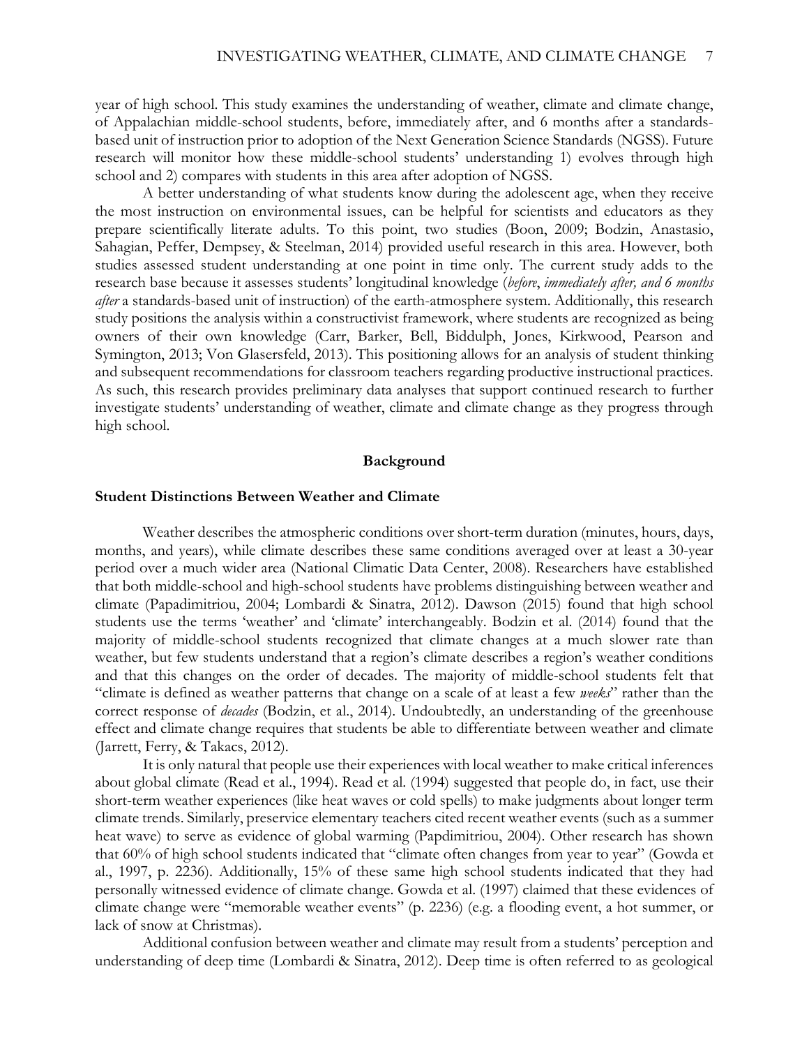year of high school. This study examines the understanding of weather, climate and climate change, of Appalachian middle-school students, before, immediately after, and 6 months after a standards-based unit of instruction prior to adoption of the Next Generation Science Standards (NGSS). Future research will monitor how these middle-school students' understanding 1) evolves through high school and 2) compares with students in this area after adoption of NGSS.

A better understanding of what students know during the adolescent age, when they receive the most instruction on environmental issues, can be helpful for scientists and educators as they prepare scientifically literate adults. To this point, two studies (Boon, 2009; Bodzin, Anastasio, Sahagian, Peffer, Dempsey, & Steelman, 2014) provided useful research in this area. However, both studies assessed student understanding at one point in time only. The current study adds to the research base because it assesses students' longitudinal knowledge (*before*, *immediately after, and 6 months after* a standards-based unit of instruction) of the earth-atmosphere system. Additionally, this research study positions the analysis within a constructivist framework, where students are recognized as being owners of their own knowledge (Carr, Barker, Bell, Biddulph, Jones, Kirkwood, Pearson and Symington, 2013; Von Glasersfeld, 2013). This positioning allows for an analysis of student thinking and subsequent recommendations for classroom teachers regarding productive instructional practices. As such, this research provides preliminary data analyses that support continued research to further investigate students' understanding of weather, climate and climate change as they progress through high school.

## Background

### Student Distinctions Between Weather and Climate

Weather describes the atmospheric conditions over short-term duration (minutes, hours, days, months, and years), while climate describes these same conditions averaged over at least a 30-year period over a much wider area (National Climatic Data Center, 2008). Researchers have established that both middle-school and high-school students have problems distinguishing between weather and climate (Papadimitriou, 2004; Lombardi & Sinatra, 2012). Dawson (2015) found that high school students use the terms 'weather' and 'climate' interchangeably. Bodzin et al. (2014) found that the majority of middle-school students recognized that climate changes at a much slower rate than weather, but few students understand that a region's climate describes a region's weather conditions and that this changes on the order of decades. The majority of middle-school students felt that "climate is defined as weather patterns that change on a scale of at least a few *weeks*" rather than the correct response of *decades* (Bodzin, et al., 2014). Undoubtedly, an understanding of the greenhouse effect and climate change requires that students be able to differentiate between weather and climate (Jarrett, Ferry, & Takacs, 2012).

It is only natural that people use their experiences with local weather to make critical inferences about global climate (Read et al., 1994). Read et al. (1994) suggested that people do, in fact, use their short-term weather experiences (like heat waves or cold spells) to make judgments about longer term climate trends. Similarly, preservice elementary teachers cited recent weather events (such as a summer heat wave) to serve as evidence of global warming (Papdimitriou, 2004). Other research has shown that 60% of high school students indicated that "climate often changes from year to year" (Gowda et al., 1997, p. 2236). Additionally, 15% of these same high school students indicated that they had personally witnessed evidence of climate change. Gowda et al. (1997) claimed that these evidences of climate change were "memorable weather events" (p. 2236) (e.g. a flooding event, a hot summer, or lack of snow at Christmas).

Additional confusion between weather and climate may result from a students' perception and understanding of deep time (Lombardi & Sinatra, 2012). Deep time is often referred to as geological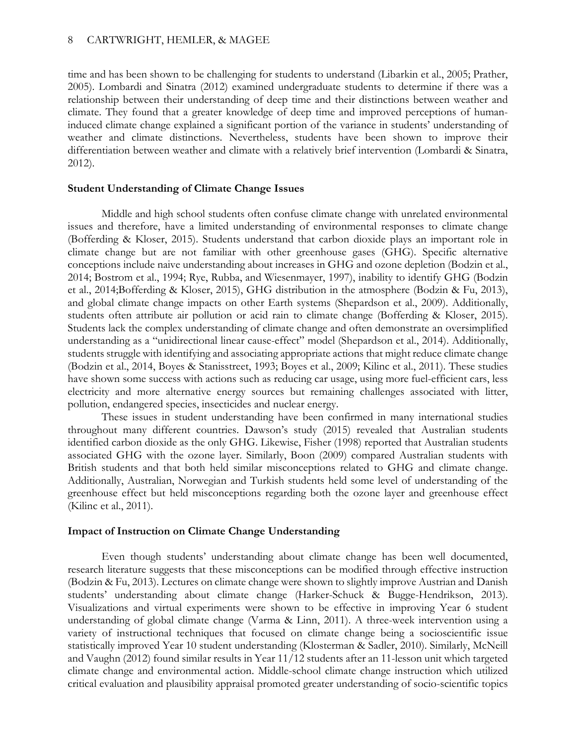time and has been shown to be challenging for students to understand (Libarkin et al., 2005; Prather, 2005). Lombardi and Sinatra (2012) examined undergraduate students to determine if there was a relationship between their understanding of deep time and their distinctions between weather and climate. They found that a greater knowledge of deep time and improved perceptions of human-induced climate change explained a significant portion of the variance in students' understanding of weather and climate distinctions. Nevertheless, students have been shown to improve their differentiation between weather and climate with a relatively brief intervention (Lombardi & Sinatra, 2012).

### Student Understanding of Climate Change Issues

Middle and high school students often confuse climate change with unrelated environmental issues and therefore, have a limited understanding of environmental responses to climate change (Bofferding & Kloser, 2015). Students understand that carbon dioxide plays an important role in climate change but are not familiar with other greenhouse gases (GHG). Specific alternative conceptions include naive understanding about increases in GHG and ozone depletion (Bodzin et al., 2014; Bostrom et al., 1994; Rye, Rubba, and Wiesenmayer, 1997), inability to identify GHG (Bodzin et al., 2014;Bofferding & Kloser, 2015), GHG distribution in the atmosphere (Bodzin & Fu, 2013), and global climate change impacts on other Earth systems (Shepardson et al., 2009). Additionally, students often attribute air pollution or acid rain to climate change (Bofferding & Kloser, 2015). Students lack the complex understanding of climate change and often demonstrate an oversimplified understanding as a "unidirectional linear cause-effect" model (Shepardson et al., 2014). Additionally, students struggle with identifying and associating appropriate actions that might reduce climate change (Bodzin et al., 2014, Boyes & Stanisstreet, 1993; Boyes et al., 2009; Kilinc et al., 2011). These studies have shown some success with actions such as reducing car usage, using more fuel-efficient cars, less electricity and more alternative energy sources but remaining challenges associated with litter, pollution, endangered species, insecticides and nuclear energy.

These issues in student understanding have been confirmed in many international studies throughout many different countries. Dawson's study (2015) revealed that Australian students identified carbon dioxide as the only GHG. Likewise, Fisher (1998) reported that Australian students associated GHG with the ozone layer. Similarly, Boon (2009) compared Australian students with British students and that both held similar misconceptions related to GHG and climate change. Additionally, Australian, Norwegian and Turkish students held some level of understanding of the greenhouse effect but held misconceptions regarding both the ozone layer and greenhouse effect (Kilinc et al., 2011).

### Impact of Instruction on Climate Change Understanding

Even though students' understanding about climate change has been well documented, research literature suggests that these misconceptions can be modified through effective instruction (Bodzin & Fu, 2013). Lectures on climate change were shown to slightly improve Austrian and Danish students' understanding about climate change (Harker-Schuck & Bugge-Hendrikson, 2013). Visualizations and virtual experiments were shown to be effective in improving Year 6 student understanding of global climate change (Varma & Linn, 2011). A three-week intervention using a variety of instructional techniques that focused on climate change being a socioscientific issue statistically improved Year 10 student understanding (Klosterman & Sadler, 2010). Similarly, McNeill and Vaughn (2012) found similar results in Year 11/12 students after an 11-lesson unit which targeted climate change and environmental action. Middle-school climate change instruction which utilized critical evaluation and plausibility appraisal promoted greater understanding of socio-scientific topics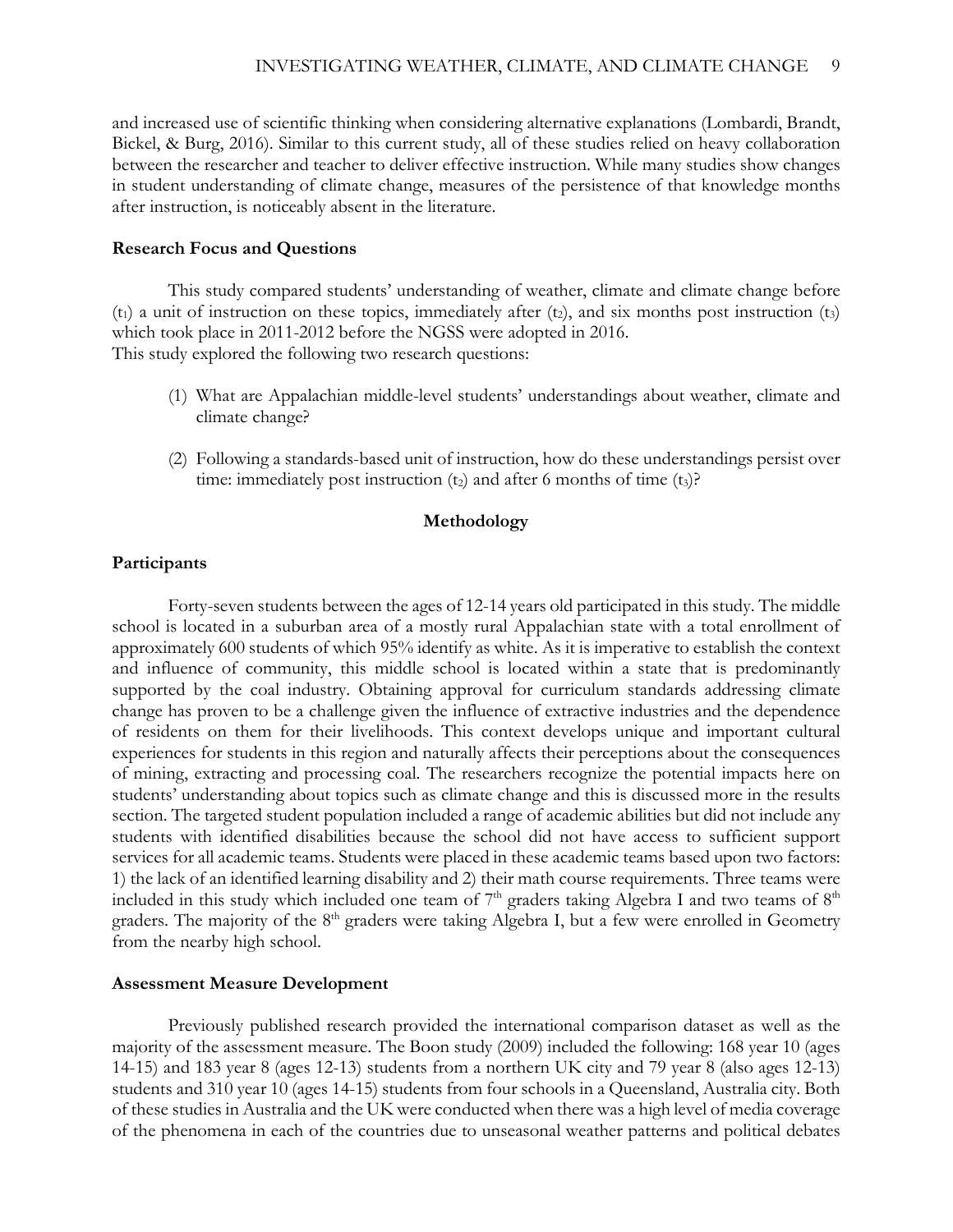and increased use of scientific thinking when considering alternative explanations (Lombardi, Brandt, Bickel, & Burg, 2016). Similar to this current study, all of these studies relied on heavy collaboration between the researcher and teacher to deliver effective instruction. While many studies show changes in student understanding of climate change, measures of the persistence of that knowledge months after instruction, is noticeably absent in the literature.

### Research Focus and Questions

This study compared students' understanding of weather, climate and climate change before ($t_1$) a unit of instruction on these topics, immediately after ($t_2$), and six months post instruction ($t_3$) which took place in 2011-2012 before the NGSS were adopted in 2016.
This study explored the following two research questions:

(1) What are Appalachian middle-level students' understandings about weather, climate and climate change?

(2) Following a standards-based unit of instruction, how do these understandings persist over time: immediately post instruction ($t_2$) and after 6 months of time ($t_3$)?

## Methodology

### Participants

Forty-seven students between the ages of 12-14 years old participated in this study. The middle school is located in a suburban area of a mostly rural Appalachian state with a total enrollment of approximately 600 students of which 95% identify as white. As it is imperative to establish the context and influence of community, this middle school is located within a state that is predominantly supported by the coal industry. Obtaining approval for curriculum standards addressing climate change has proven to be a challenge given the influence of extractive industries and the dependence of residents on them for their livelihoods. This context develops unique and important cultural experiences for students in this region and naturally affects their perceptions about the consequences of mining, extracting and processing coal. The researchers recognize the potential impacts here on students' understanding about topics such as climate change and this is discussed more in the results section. The targeted student population included a range of academic abilities but did not include any students with identified disabilities because the school did not have access to sufficient support services for all academic teams. Students were placed in these academic teams based upon two factors: 1) the lack of an identified learning disability and 2) their math course requirements. Three teams were included in this study which included one team of 7th graders taking Algebra I and two teams of 8th graders. The majority of the 8th graders were taking Algebra I, but a few were enrolled in Geometry from the nearby high school.

### Assessment Measure Development

Previously published research provided the international comparison dataset as well as the majority of the assessment measure. The Boon study (2009) included the following: 168 year 10 (ages 14-15) and 183 year 8 (ages 12-13) students from a northern UK city and 79 year 8 (also ages 12-13) students and 310 year 10 (ages 14-15) students from four schools in a Queensland, Australia city. Both of these studies in Australia and the UK were conducted when there was a high level of media coverage of the phenomena in each of the countries due to unseasonal weather patterns and political debates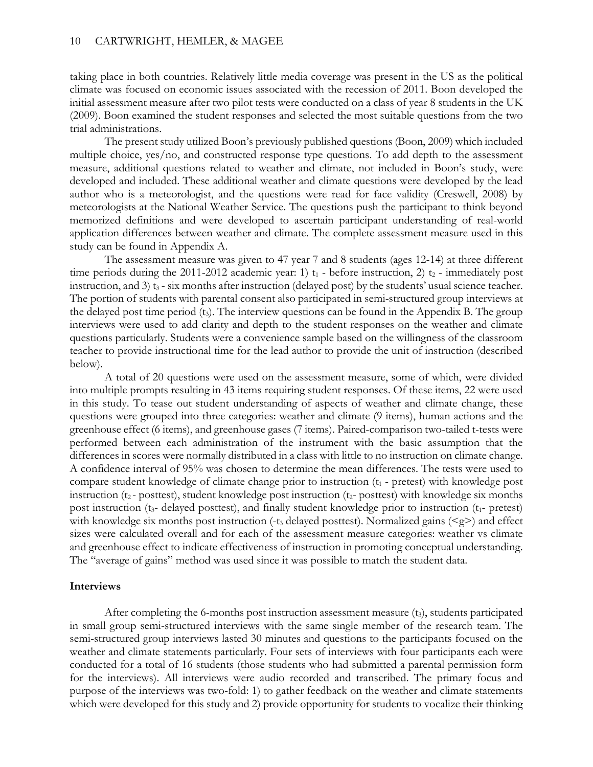taking place in both countries. Relatively little media coverage was present in the US as the political climate was focused on economic issues associated with the recession of 2011. Boon developed the initial assessment measure after two pilot tests were conducted on a class of year 8 students in the UK (2009). Boon examined the student responses and selected the most suitable questions from the two trial administrations.

The present study utilized Boon's previously published questions (Boon, 2009) which included multiple choice, yes/no, and constructed response type questions. To add depth to the assessment measure, additional questions related to weather and climate, not included in Boon's study, were developed and included. These additional weather and climate questions were developed by the lead author who is a meteorologist, and the questions were read for face validity (Creswell, 2008) by meteorologists at the National Weather Service. The questions push the participant to think beyond memorized definitions and were developed to ascertain participant understanding of real-world application differences between weather and climate. The complete assessment measure used in this study can be found in Appendix A.

The assessment measure was given to 47 year 7 and 8 students (ages 12-14) at three different time periods during the 2011-2012 academic year: 1) $t_1$ - before instruction, 2) $t_2$ - immediately post instruction, and 3) $t_3$ - six months after instruction (delayed post) by the students' usual science teacher. The portion of students with parental consent also participated in semi-structured group interviews at the delayed post time period ($t_3$). The interview questions can be found in the Appendix B. The group interviews were used to add clarity and depth to the student responses on the weather and climate questions particularly. Students were a convenience sample based on the willingness of the classroom teacher to provide instructional time for the lead author to provide the unit of instruction (described below).

A total of 20 questions were used on the assessment measure, some of which, were divided into multiple prompts resulting in 43 items requiring student responses. Of these items, 22 were used in this study. To tease out student understanding of aspects of weather and climate change, these questions were grouped into three categories: weather and climate (9 items), human actions and the greenhouse effect (6 items), and greenhouse gases (7 items). Paired-comparison two-tailed t-tests were performed between each administration of the instrument with the basic assumption that the differences in scores were normally distributed in a class with little to no instruction on climate change. A confidence interval of 95% was chosen to determine the mean differences. The tests were used to compare student knowledge of climate change prior to instruction ($t_1$ - pretest) with knowledge post instruction ($t_2$ - posttest), student knowledge post instruction ($t_2$- posttest) with knowledge six months post instruction ($t_3$- delayed posttest), and finally student knowledge prior to instruction ($t_1$- pretest) with knowledge six months post instruction (-$t_3$ delayed posttest). Normalized gains ($<g>$) and effect sizes were calculated overall and for each of the assessment measure categories: weather vs climate and greenhouse effect to indicate effectiveness of instruction in promoting conceptual understanding. The "average of gains" method was used since it was possible to match the student data.

**Interviews**

After completing the 6-months post instruction assessment measure ($t_3$), students participated in small group semi-structured interviews with the same single member of the research team. The semi-structured group interviews lasted 30 minutes and questions to the participants focused on the weather and climate statements particularly. Four sets of interviews with four participants each were conducted for a total of 16 students (those students who had submitted a parental permission form for the interviews). All interviews were audio recorded and transcribed. The primary focus and purpose of the interviews was two-fold: 1) to gather feedback on the weather and climate statements which were developed for this study and 2) provide opportunity for students to vocalize their thinking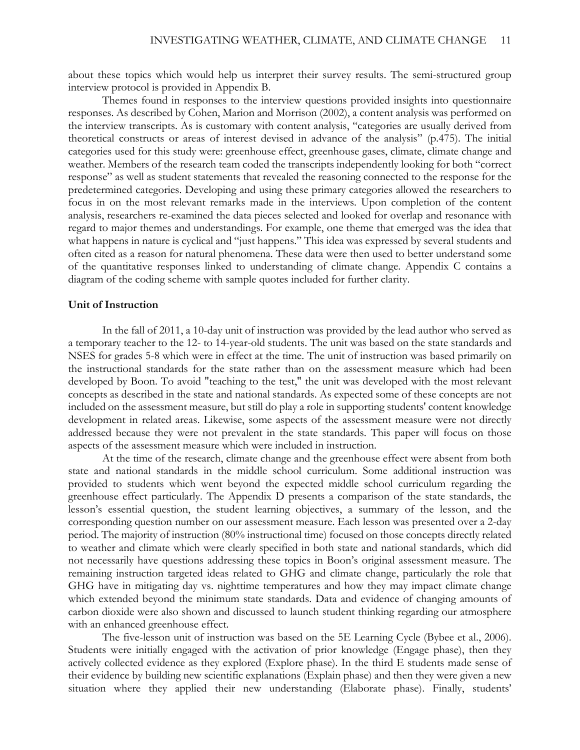about these topics which would help us interpret their survey results. The semi-structured group interview protocol is provided in Appendix B.

Themes found in responses to the interview questions provided insights into questionnaire responses. As described by Cohen, Marion and Morrison (2002), a content analysis was performed on the interview transcripts. As is customary with content analysis, "categories are usually derived from theoretical constructs or areas of interest devised in advance of the analysis" (p.475). The initial categories used for this study were: greenhouse effect, greenhouse gases, climate, climate change and weather. Members of the research team coded the transcripts independently looking for both "correct response" as well as student statements that revealed the reasoning connected to the response for the predetermined categories. Developing and using these primary categories allowed the researchers to focus in on the most relevant remarks made in the interviews. Upon completion of the content analysis, researchers re-examined the data pieces selected and looked for overlap and resonance with regard to major themes and understandings. For example, one theme that emerged was the idea that what happens in nature is cyclical and "just happens." This idea was expressed by several students and often cited as a reason for natural phenomena. These data were then used to better understand some of the quantitative responses linked to understanding of climate change. Appendix C contains a diagram of the coding scheme with sample quotes included for further clarity.

**Unit of Instruction**

In the fall of 2011, a 10-day unit of instruction was provided by the lead author who served as a temporary teacher to the 12- to 14-year-old students. The unit was based on the state standards and NSES for grades 5-8 which were in effect at the time. The unit of instruction was based primarily on the instructional standards for the state rather than on the assessment measure which had been developed by Boon. To avoid "teaching to the test," the unit was developed with the most relevant concepts as described in the state and national standards. As expected some of these concepts are not included on the assessment measure, but still do play a role in supporting students' content knowledge development in related areas. Likewise, some aspects of the assessment measure were not directly addressed because they were not prevalent in the state standards. This paper will focus on those aspects of the assessment measure which were included in instruction.

At the time of the research, climate change and the greenhouse effect were absent from both state and national standards in the middle school curriculum. Some additional instruction was provided to students which went beyond the expected middle school curriculum regarding the greenhouse effect particularly. The Appendix D presents a comparison of the state standards, the lesson's essential question, the student learning objectives, a summary of the lesson, and the corresponding question number on our assessment measure. Each lesson was presented over a 2-day period. The majority of instruction (80% instructional time) focused on those concepts directly related to weather and climate which were clearly specified in both state and national standards, which did not necessarily have questions addressing these topics in Boon's original assessment measure. The remaining instruction targeted ideas related to GHG and climate change, particularly the role that GHG have in mitigating day vs. nighttime temperatures and how they may impact climate change which extended beyond the minimum state standards. Data and evidence of changing amounts of carbon dioxide were also shown and discussed to launch student thinking regarding our atmosphere with an enhanced greenhouse effect.

The five-lesson unit of instruction was based on the 5E Learning Cycle (Bybee et al., 2006). Students were initially engaged with the activation of prior knowledge (Engage phase), then they actively collected evidence as they explored (Explore phase). In the third E students made sense of their evidence by building new scientific explanations (Explain phase) and then they were given a new situation where they applied their new understanding (Elaborate phase). Finally, students'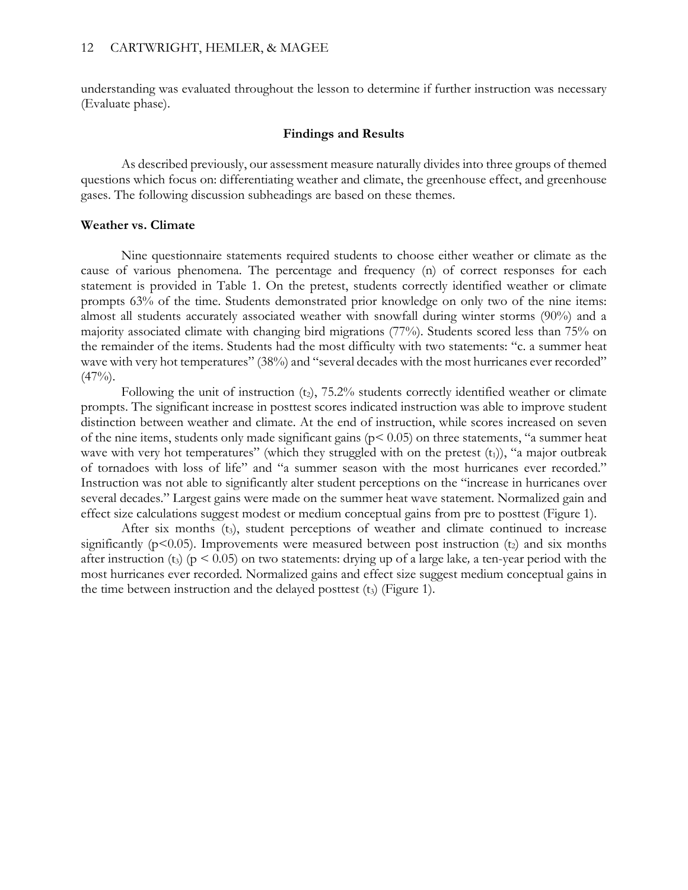understanding was evaluated throughout the lesson to determine if further instruction was necessary (Evaluate phase).

## Findings and Results

As described previously, our assessment measure naturally divides into three groups of themed questions which focus on: differentiating weather and climate, the greenhouse effect, and greenhouse gases. The following discussion subheadings are based on these themes.

### Weather vs. Climate

Nine questionnaire statements required students to choose either weather or climate as the cause of various phenomena. The percentage and frequency (n) of correct responses for each statement is provided in Table 1. On the pretest, students correctly identified weather or climate prompts 63% of the time. Students demonstrated prior knowledge on only two of the nine items: almost all students accurately associated weather with snowfall during winter storms (90%) and a majority associated climate with changing bird migrations (77%). Students scored less than 75% on the remainder of the items. Students had the most difficulty with two statements: "c. a summer heat wave with very hot temperatures" (38%) and "several decades with the most hurricanes ever recorded" (47%).

Following the unit of instruction ($t_2$), 75.2% students correctly identified weather or climate prompts. The significant increase in posttest scores indicated instruction was able to improve student distinction between weather and climate. At the end of instruction, while scores increased on seven of the nine items, students only made significant gains ($p < 0.05$) on three statements, "a summer heat wave with very hot temperatures" (which they struggled with on the pretest ($t_1$)), "a major outbreak of tornadoes with loss of life" and "a summer season with the most hurricanes ever recorded." Instruction was not able to significantly alter student perceptions on the "increase in hurricanes over several decades." Largest gains were made on the summer heat wave statement. Normalized gain and effect size calculations suggest modest or medium conceptual gains from pre to posttest (Figure 1).

After six months ($t_3$), student perceptions of weather and climate continued to increase significantly ($p<0.05$). Improvements were measured between post instruction ($t_2$) and six months after instruction ($t_3$) ($p < 0.05$) on two statements: drying up of a large lake*,* a ten-year period with the most hurricanes ever recorded. Normalized gains and effect size suggest medium conceptual gains in the time between instruction and the delayed posttest ($t_3$) (Figure 1).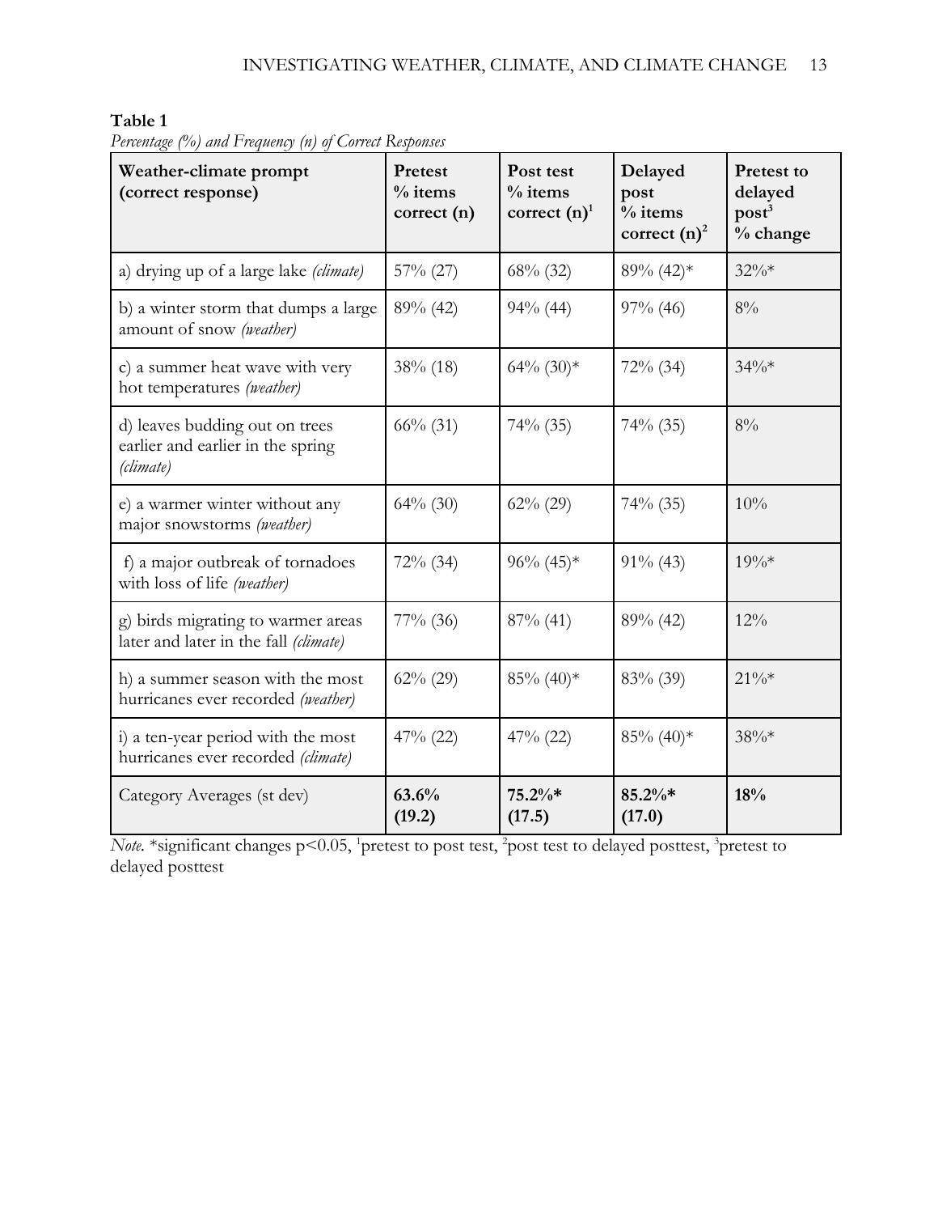**Table 1**

*Percentage (%) and Frequency (n) of Correct Responses*

| Weather-climate prompt (correct response) | Pretest % items correct (n) | Post test % items correct (n)[1] | Delayed post % items correct (n)[2] | Pretest to delayed post[3] % change |
|---|---|---|---|---|
| a) drying up of a large lake *(climate)* | 57% (27) | 68% (32) | 89% (42)* | 32%* |
| b) a winter storm that dumps a large amount of snow *(weather)* | 89% (42) | 94% (44) | 97% (46) | 8% |
| c) a summer heat wave with very hot temperatures *(weather)* | 38% (18) | 64% (30)* | 72% (34) | 34%* |
| d) leaves budding out on trees earlier and earlier in the spring *(climate)* | 66% (31) | 74% (35) | 74% (35) | 8% |
| e) a warmer winter without any major snowstorms *(weather)* | 64% (30) | 62% (29) | 74% (35) | 10% |
| f) a major outbreak of tornadoes with loss of life *(weather)* | 72% (34) | 96% (45)* | 91% (43) | 19%* |
| g) birds migrating to warmer areas later and later in the fall *(climate)* | 77% (36) | 87% (41) | 89% (42) | 12% |
| h) a summer season with the most hurricanes ever recorded *(weather)* | 62% (29) | 85% (40)* | 83% (39) | 21%* |
| i) a ten-year period with the most hurricanes ever recorded *(climate)* | 47% (22) | 47% (22) | 85% (40)* | 38%* |
| Category Averages (st dev) | **63.6% (19.2)** | **75.2%* (17.5)** | **85.2%* (17.0)** | **18%** |

*Note.* *significant changes $p<0.05$, [1]pretest to post test, [2]post test to delayed posttest, [3]pretest to delayed posttest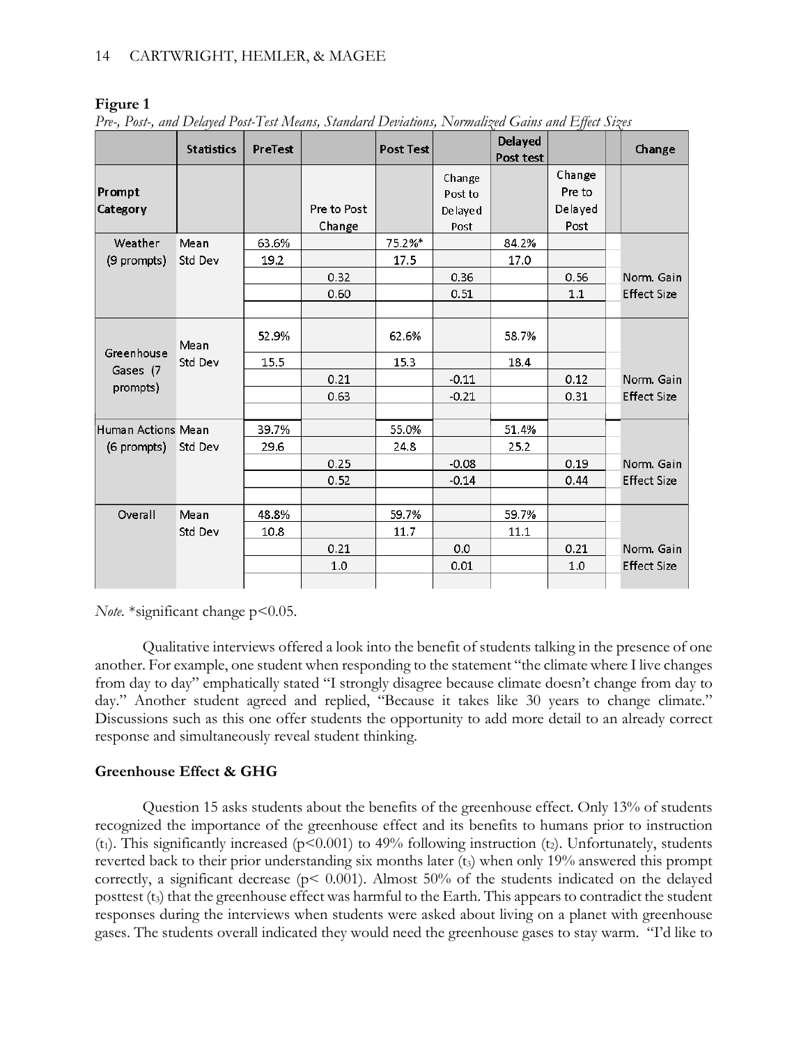**Figure 1**

*Pre-, Post-, and Delayed Post-Test Means, Standard Deviations, Normalized Gains and Effect Sizes*

| | Statistics | PreTest | | Post Test | | Delayed Post test | | Change |
|---|---|---|---|---|---|---|---|---|
| Prompt Category | | | Pre to Post Change | | Change Post to Delayed Post | | Change Pre to Delayed Post | |
| Weather (9 prompts) | Mean | 63.6% | | 75.2%* | | 84.2% | | |
| | Std Dev | 19.2 | | 17.5 | | 17.0 | | |
| | | | 0.32 | | 0.36 | | 0.56 | Norm. Gain |
| | | | 0.60 | | 0.51 | | 1.1 | Effect Size |
| Greenhouse Gases (7 prompts) | Mean | 52.9% | | 62.6% | | 58.7% | | |
| | Std Dev | 15.5 | | 15.3 | | 18.4 | | |
| | | | 0.21 | | -0.11 | | 0.12 | Norm. Gain |
| | | | 0.63 | | -0.21 | | 0.31 | Effect Size |
| Human Actions (6 prompts) | Mean | 39.7% | | 55.0% | | 51.4% | | |
| | Std Dev | 29.6 | | 24.8 | | 25.2 | | |
| | | | 0.25 | | -0.08 | | 0.19 | Norm. Gain |
| | | | 0.52 | | -0.14 | | 0.44 | Effect Size |
| Overall | Mean | 48.8% | | 59.7% | | 59.7% | | |
| | Std Dev | 10.8 | | 11.7 | | 11.1 | | |
| | | | 0.21 | | 0.0 | | 0.21 | Norm. Gain |
| | | | 1.0 | | 0.01 | | 1.0 | Effect Size |

*Note.* *significant change $p<0.05$.

Qualitative interviews offered a look into the benefit of students talking in the presence of one another. For example, one student when responding to the statement "the climate where I live changes from day to day" emphatically stated "I strongly disagree because climate doesn't change from day to day." Another student agreed and replied, "Because it takes like 30 years to change climate." Discussions such as this one offer students the opportunity to add more detail to an already correct response and simultaneously reveal student thinking.

## Greenhouse Effect & GHG

Question 15 asks students about the benefits of the greenhouse effect. Only 13% of students recognized the importance of the greenhouse effect and its benefits to humans prior to instruction ($t_1$). This significantly increased ($p<0.001$) to 49% following instruction ($t_2$). Unfortunately, students reverted back to their prior understanding six months later ($t_3$) when only 19% answered this prompt correctly, a significant decrease ($p< 0.001$). Almost 50% of the students indicated on the delayed posttest ($t_3$) that the greenhouse effect was harmful to the Earth. This appears to contradict the student responses during the interviews when students were asked about living on a planet with greenhouse gases. The students overall indicated they would need the greenhouse gases to stay warm. "I'd like to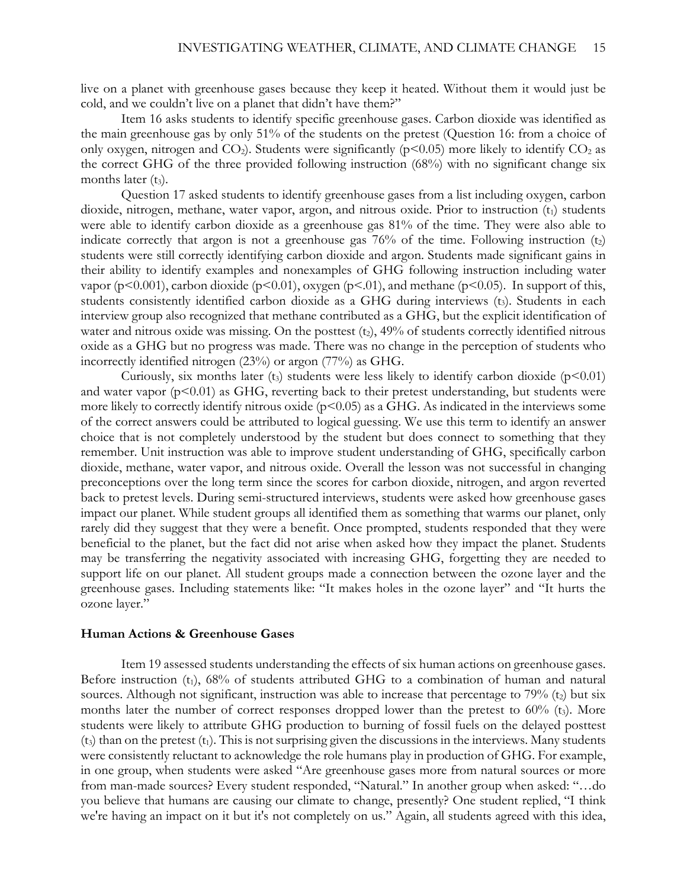live on a planet with greenhouse gases because they keep it heated. Without them it would just be cold, and we couldn't live on a planet that didn't have them?"

Item 16 asks students to identify specific greenhouse gases. Carbon dioxide was identified as the main greenhouse gas by only 51% of the students on the pretest (Question 16: from a choice of only oxygen, nitrogen and $CO_2$). Students were significantly ($p<0.05$) more likely to identify $CO_2$ as the correct GHG of the three provided following instruction (68%) with no significant change six months later ($t_3$).

Question 17 asked students to identify greenhouse gases from a list including oxygen, carbon dioxide, nitrogen, methane, water vapor, argon, and nitrous oxide. Prior to instruction ($t_1$) students were able to identify carbon dioxide as a greenhouse gas 81% of the time. They were also able to indicate correctly that argon is not a greenhouse gas 76% of the time. Following instruction ($t_2$) students were still correctly identifying carbon dioxide and argon. Students made significant gains in their ability to identify examples and nonexamples of GHG following instruction including water vapor ($p<0.001$), carbon dioxide ($p<0.01$), oxygen ($p<.01$), and methane ($p<0.05$). In support of this, students consistently identified carbon dioxide as a GHG during interviews ($t_3$). Students in each interview group also recognized that methane contributed as a GHG, but the explicit identification of water and nitrous oxide was missing. On the posttest ($t_2$), 49% of students correctly identified nitrous oxide as a GHG but no progress was made. There was no change in the perception of students who incorrectly identified nitrogen (23%) or argon (77%) as GHG.

Curiously, six months later ($t_3$) students were less likely to identify carbon dioxide ($p<0.01$) and water vapor ($p<0.01$) as GHG, reverting back to their pretest understanding, but students were more likely to correctly identify nitrous oxide ($p<0.05$) as a GHG. As indicated in the interviews some of the correct answers could be attributed to logical guessing. We use this term to identify an answer choice that is not completely understood by the student but does connect to something that they remember. Unit instruction was able to improve student understanding of GHG, specifically carbon dioxide, methane, water vapor, and nitrous oxide. Overall the lesson was not successful in changing preconceptions over the long term since the scores for carbon dioxide, nitrogen, and argon reverted back to pretest levels. During semi-structured interviews, students were asked how greenhouse gases impact our planet. While student groups all identified them as something that warms our planet, only rarely did they suggest that they were a benefit. Once prompted, students responded that they were beneficial to the planet, but the fact did not arise when asked how they impact the planet. Students may be transferring the negativity associated with increasing GHG, forgetting they are needed to support life on our planet. All student groups made a connection between the ozone layer and the greenhouse gases. Including statements like: "It makes holes in the ozone layer" and "It hurts the ozone layer."

### Human Actions & Greenhouse Gases

Item 19 assessed students understanding the effects of six human actions on greenhouse gases. Before instruction ($t_1$), 68% of students attributed GHG to a combination of human and natural sources. Although not significant, instruction was able to increase that percentage to 79% ($t_2$) but six months later the number of correct responses dropped lower than the pretest to 60% ($t_3$). More students were likely to attribute GHG production to burning of fossil fuels on the delayed posttest ($t_3$) than on the pretest ($t_1$). This is not surprising given the discussions in the interviews. Many students were consistently reluctant to acknowledge the role humans play in production of GHG. For example, in one group, when students were asked "Are greenhouse gases more from natural sources or more from man-made sources? Every student responded, "Natural." In another group when asked: "…do you believe that humans are causing our climate to change, presently? One student replied, "I think we're having an impact on it but it's not completely on us." Again, all students agreed with this idea,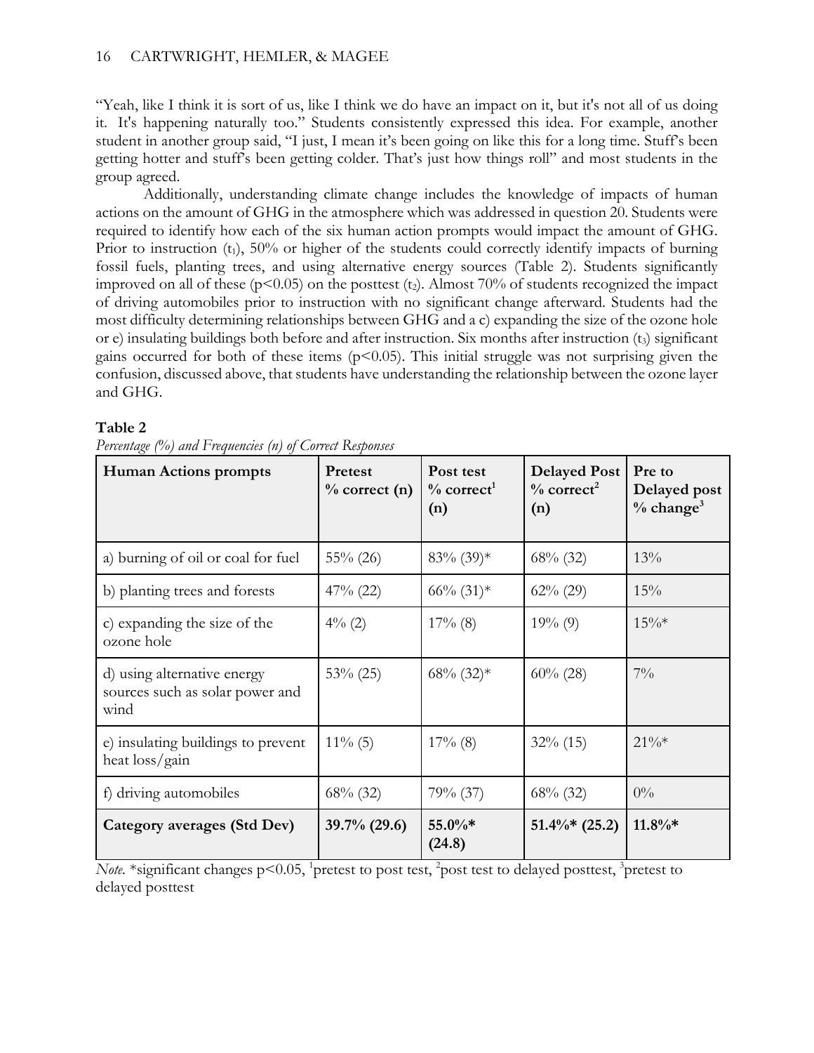"Yeah, like I think it is sort of us, like I think we do have an impact on it, but it's not all of us doing it. It's happening naturally too." Students consistently expressed this idea. For example, another student in another group said, "I just, I mean it's been going on like this for a long time. Stuff's been getting hotter and stuff's been getting colder. That's just how things roll" and most students in the group agreed.

Additionally, understanding climate change includes the knowledge of impacts of human actions on the amount of GHG in the atmosphere which was addressed in question 20. Students were required to identify how each of the six human action prompts would impact the amount of GHG. Prior to instruction ($t_1$), 50% or higher of the students could correctly identify impacts of burning fossil fuels, planting trees, and using alternative energy sources (Table 2). Students significantly improved on all of these ($p<0.05$) on the posttest ($t_2$). Almost 70% of students recognized the impact of driving automobiles prior to instruction with no significant change afterward. Students had the most difficulty determining relationships between GHG and a c) expanding the size of the ozone hole or e) insulating buildings both before and after instruction. Six months after instruction ($t_3$) significant gains occurred for both of these items ($p<0.05$). This initial struggle was not surprising given the confusion, discussed above, that students have understanding the relationship between the ozone layer and GHG.

**Table 2**

*Percentage (%) and Frequencies (n) of Correct Responses*

| Human Actions prompts | Pretest % correct (n) | Post test % correct[1] (n) | Delayed Post % correct[2] (n) | Pre to Delayed post % change[3] |
|---|---|---|---|---|
| a) burning of oil or coal for fuel | 55% (26) | 83% (39)* | 68% (32) | 13% |
| b) planting trees and forests | 47% (22) | 66% (31)* | 62% (29) | 15% |
| c) expanding the size of the ozone hole | 4% (2) | 17% (8) | 19% (9) | 15%* |
| d) using alternative energy sources such as solar power and wind | 53% (25) | 68% (32)* | 60% (28) | 7% |
| e) insulating buildings to prevent heat loss/gain | 11% (5) | 17% (8) | 32% (15) | 21%* |
| f) driving automobiles | 68% (32) | 79% (37) | 68% (32) | 0% |
| **Category averages (Std Dev)** | **39.7% (29.6)** | **55.0%* (24.8)** | **51.4%* (25.2)** | **11.8%*** |

*Note.* *significant changes $p<0.05$, [1]pretest to post test, [2]post test to delayed posttest, [3]pretest to delayed posttest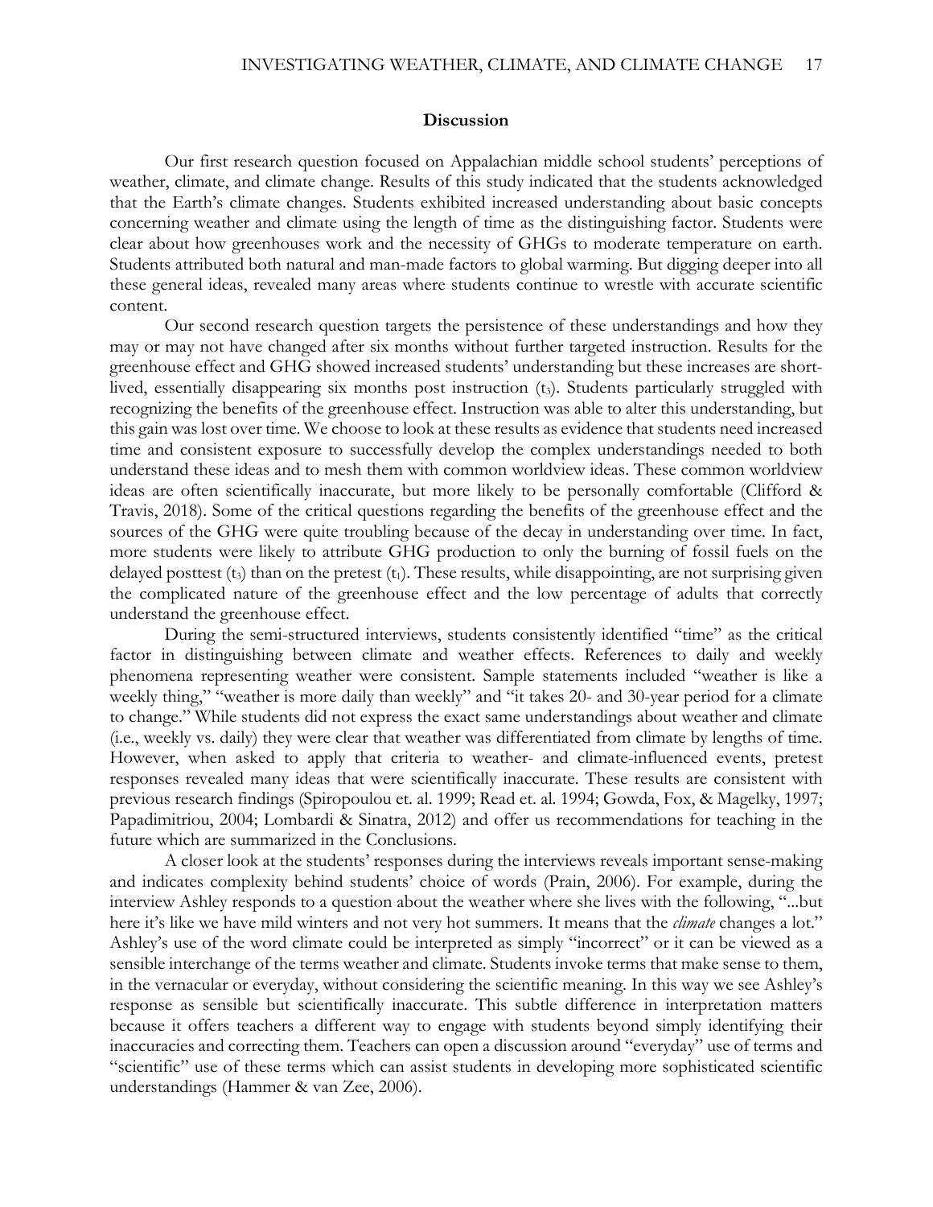## Discussion

Our first research question focused on Appalachian middle school students' perceptions of weather, climate, and climate change. Results of this study indicated that the students acknowledged that the Earth's climate changes. Students exhibited increased understanding about basic concepts concerning weather and climate using the length of time as the distinguishing factor. Students were clear about how greenhouses work and the necessity of GHGs to moderate temperature on earth. Students attributed both natural and man-made factors to global warming. But digging deeper into all these general ideas, revealed many areas where students continue to wrestle with accurate scientific content.

Our second research question targets the persistence of these understandings and how they may or may not have changed after six months without further targeted instruction. Results for the greenhouse effect and GHG showed increased students' understanding but these increases are short-lived, essentially disappearing six months post instruction ($t_3$). Students particularly struggled with recognizing the benefits of the greenhouse effect. Instruction was able to alter this understanding, but this gain was lost over time. We choose to look at these results as evidence that students need increased time and consistent exposure to successfully develop the complex understandings needed to both understand these ideas and to mesh them with common worldview ideas. These common worldview ideas are often scientifically inaccurate, but more likely to be personally comfortable (Clifford & Travis, 2018). Some of the critical questions regarding the benefits of the greenhouse effect and the sources of the GHG were quite troubling because of the decay in understanding over time. In fact, more students were likely to attribute GHG production to only the burning of fossil fuels on the delayed posttest ($t_3$) than on the pretest ($t_1$). These results, while disappointing, are not surprising given the complicated nature of the greenhouse effect and the low percentage of adults that correctly understand the greenhouse effect.

During the semi-structured interviews, students consistently identified "time" as the critical factor in distinguishing between climate and weather effects. References to daily and weekly phenomena representing weather were consistent. Sample statements included "weather is like a weekly thing," "weather is more daily than weekly" and "it takes 20- and 30-year period for a climate to change." While students did not express the exact same understandings about weather and climate (i.e., weekly vs. daily) they were clear that weather was differentiated from climate by lengths of time. However, when asked to apply that criteria to weather- and climate-influenced events, pretest responses revealed many ideas that were scientifically inaccurate. These results are consistent with previous research findings (Spiropoulou et. al. 1999; Read et. al. 1994; Gowda, Fox, & Magelky, 1997; Papadimitriou, 2004; Lombardi & Sinatra, 2012) and offer us recommendations for teaching in the future which are summarized in the Conclusions.

A closer look at the students' responses during the interviews reveals important sense-making and indicates complexity behind students' choice of words (Prain, 2006). For example, during the interview Ashley responds to a question about the weather where she lives with the following, "...but here it's like we have mild winters and not very hot summers. It means that the *climate* changes a lot." Ashley's use of the word climate could be interpreted as simply "incorrect" or it can be viewed as a sensible interchange of the terms weather and climate. Students invoke terms that make sense to them, in the vernacular or everyday, without considering the scientific meaning. In this way we see Ashley's response as sensible but scientifically inaccurate. This subtle difference in interpretation matters because it offers teachers a different way to engage with students beyond simply identifying their inaccuracies and correcting them. Teachers can open a discussion around "everyday" use of terms and "scientific" use of these terms which can assist students in developing more sophisticated scientific understandings (Hammer & van Zee, 2006).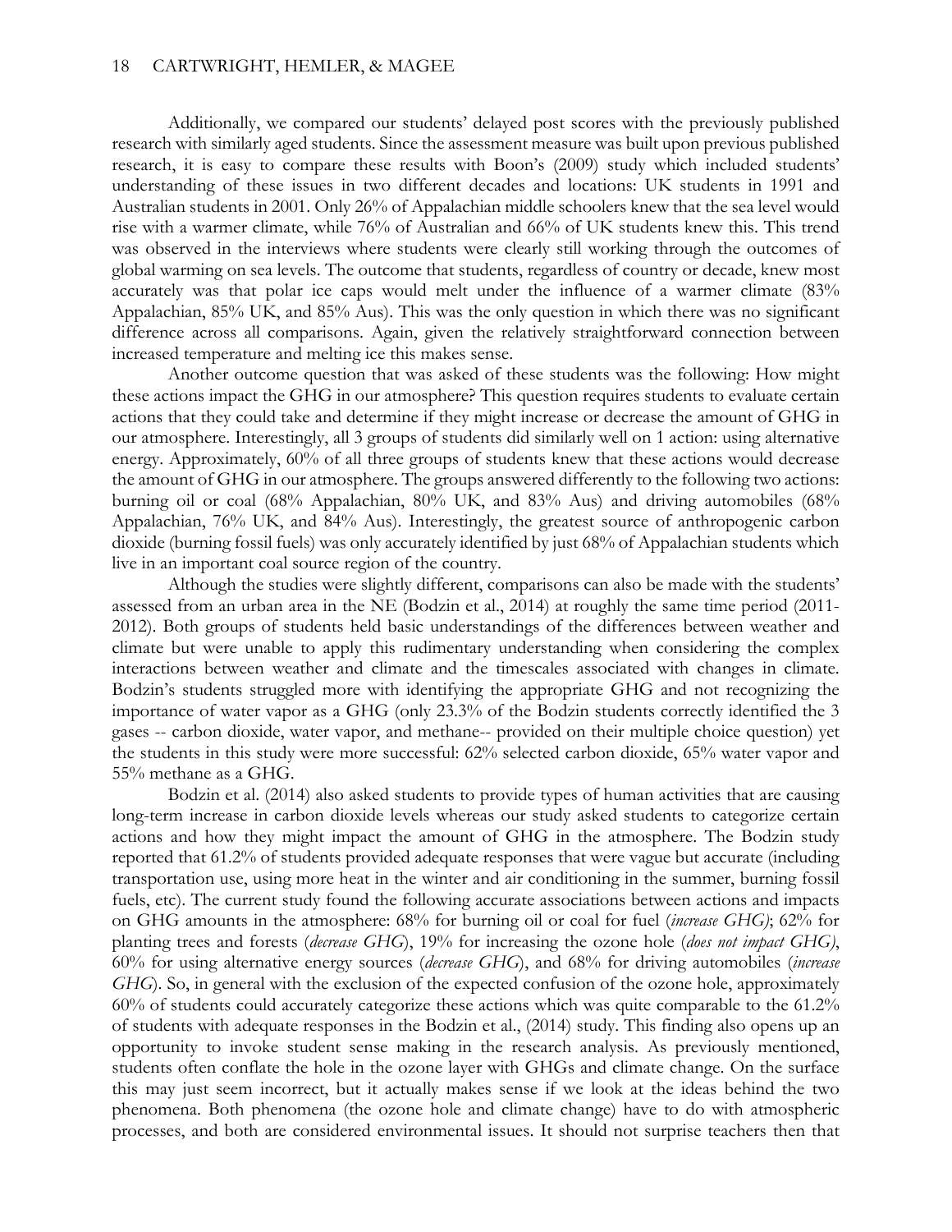Additionally, we compared our students' delayed post scores with the previously published research with similarly aged students. Since the assessment measure was built upon previous published research, it is easy to compare these results with Boon's (2009) study which included students' understanding of these issues in two different decades and locations: UK students in 1991 and Australian students in 2001. Only 26% of Appalachian middle schoolers knew that the sea level would rise with a warmer climate, while 76% of Australian and 66% of UK students knew this. This trend was observed in the interviews where students were clearly still working through the outcomes of global warming on sea levels. The outcome that students, regardless of country or decade, knew most accurately was that polar ice caps would melt under the influence of a warmer climate (83% Appalachian, 85% UK, and 85% Aus). This was the only question in which there was no significant difference across all comparisons. Again, given the relatively straightforward connection between increased temperature and melting ice this makes sense.

Another outcome question that was asked of these students was the following: How might these actions impact the GHG in our atmosphere? This question requires students to evaluate certain actions that they could take and determine if they might increase or decrease the amount of GHG in our atmosphere. Interestingly, all 3 groups of students did similarly well on 1 action: using alternative energy. Approximately, 60% of all three groups of students knew that these actions would decrease the amount of GHG in our atmosphere. The groups answered differently to the following two actions: burning oil or coal (68% Appalachian, 80% UK, and 83% Aus) and driving automobiles (68% Appalachian, 76% UK, and 84% Aus). Interestingly, the greatest source of anthropogenic carbon dioxide (burning fossil fuels) was only accurately identified by just 68% of Appalachian students which live in an important coal source region of the country.

Although the studies were slightly different, comparisons can also be made with the students' assessed from an urban area in the NE (Bodzin et al., 2014) at roughly the same time period (2011-2012). Both groups of students held basic understandings of the differences between weather and climate but were unable to apply this rudimentary understanding when considering the complex interactions between weather and climate and the timescales associated with changes in climate. Bodzin's students struggled more with identifying the appropriate GHG and not recognizing the importance of water vapor as a GHG (only 23.3% of the Bodzin students correctly identified the 3 gases -- carbon dioxide, water vapor, and methane-- provided on their multiple choice question) yet the students in this study were more successful: 62% selected carbon dioxide, 65% water vapor and 55% methane as a GHG.

Bodzin et al. (2014) also asked students to provide types of human activities that are causing long-term increase in carbon dioxide levels whereas our study asked students to categorize certain actions and how they might impact the amount of GHG in the atmosphere. The Bodzin study reported that 61.2% of students provided adequate responses that were vague but accurate (including transportation use, using more heat in the winter and air conditioning in the summer, burning fossil fuels, etc). The current study found the following accurate associations between actions and impacts on GHG amounts in the atmosphere: 68% for burning oil or coal for fuel (*increase GHG)*; 62% for planting trees and forests (*decrease GHG*), 19% for increasing the ozone hole (*does not impact GHG)*, 60% for using alternative energy sources (*decrease GHG*), and 68% for driving automobiles (*increase GHG*). So, in general with the exclusion of the expected confusion of the ozone hole, approximately 60% of students could accurately categorize these actions which was quite comparable to the 61.2% of students with adequate responses in the Bodzin et al., (2014) study. This finding also opens up an opportunity to invoke student sense making in the research analysis. As previously mentioned, students often conflate the hole in the ozone layer with GHGs and climate change. On the surface this may just seem incorrect, but it actually makes sense if we look at the ideas behind the two phenomena. Both phenomena (the ozone hole and climate change) have to do with atmospheric processes, and both are considered environmental issues. It should not surprise teachers then that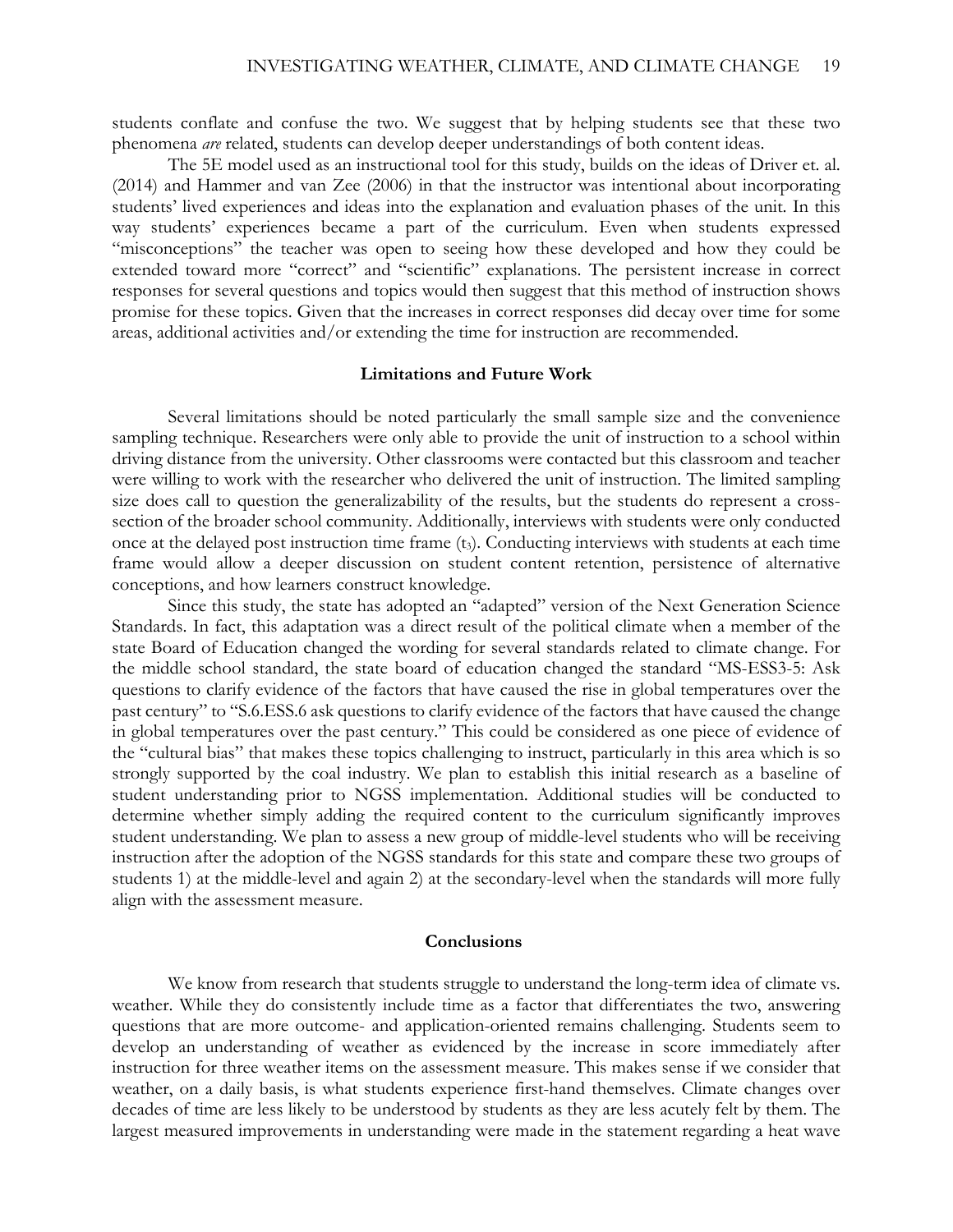students conflate and confuse the two. We suggest that by helping students see that these two phenomena *are* related, students can develop deeper understandings of both content ideas.

The 5E model used as an instructional tool for this study, builds on the ideas of Driver et. al. (2014) and Hammer and van Zee (2006) in that the instructor was intentional about incorporating students' lived experiences and ideas into the explanation and evaluation phases of the unit. In this way students' experiences became a part of the curriculum. Even when students expressed "misconceptions" the teacher was open to seeing how these developed and how they could be extended toward more "correct" and "scientific" explanations. The persistent increase in correct responses for several questions and topics would then suggest that this method of instruction shows promise for these topics. Given that the increases in correct responses did decay over time for some areas, additional activities and/or extending the time for instruction are recommended.

## Limitations and Future Work

Several limitations should be noted particularly the small sample size and the convenience sampling technique. Researchers were only able to provide the unit of instruction to a school within driving distance from the university. Other classrooms were contacted but this classroom and teacher were willing to work with the researcher who delivered the unit of instruction. The limited sampling size does call to question the generalizability of the results, but the students do represent a cross-section of the broader school community. Additionally, interviews with students were only conducted once at the delayed post instruction time frame ($t_3$). Conducting interviews with students at each time frame would allow a deeper discussion on student content retention, persistence of alternative conceptions, and how learners construct knowledge.

Since this study, the state has adopted an "adapted" version of the Next Generation Science Standards. In fact, this adaptation was a direct result of the political climate when a member of the state Board of Education changed the wording for several standards related to climate change. For the middle school standard, the state board of education changed the standard "MS-ESS3-5: Ask questions to clarify evidence of the factors that have caused the rise in global temperatures over the past century" to "S.6.ESS.6 ask questions to clarify evidence of the factors that have caused the change in global temperatures over the past century." This could be considered as one piece of evidence of the "cultural bias" that makes these topics challenging to instruct, particularly in this area which is so strongly supported by the coal industry. We plan to establish this initial research as a baseline of student understanding prior to NGSS implementation. Additional studies will be conducted to determine whether simply adding the required content to the curriculum significantly improves student understanding. We plan to assess a new group of middle-level students who will be receiving instruction after the adoption of the NGSS standards for this state and compare these two groups of students 1) at the middle-level and again 2) at the secondary-level when the standards will more fully align with the assessment measure.

## Conclusions

We know from research that students struggle to understand the long-term idea of climate vs. weather. While they do consistently include time as a factor that differentiates the two, answering questions that are more outcome- and application-oriented remains challenging. Students seem to develop an understanding of weather as evidenced by the increase in score immediately after instruction for three weather items on the assessment measure. This makes sense if we consider that weather, on a daily basis, is what students experience first-hand themselves. Climate changes over decades of time are less likely to be understood by students as they are less acutely felt by them. The largest measured improvements in understanding were made in the statement regarding a heat wave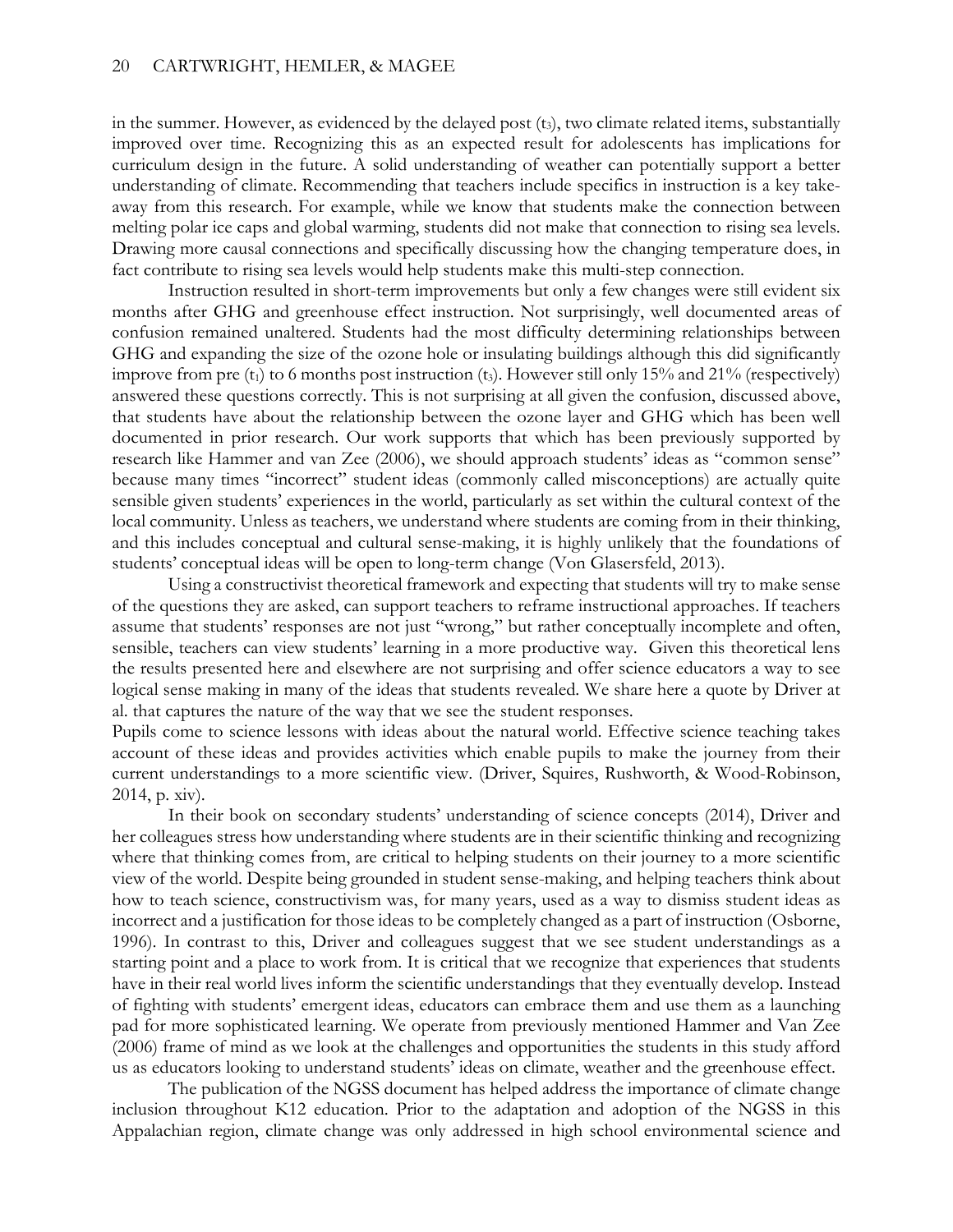in the summer. However, as evidenced by the delayed post ($t_3$), two climate related items, substantially improved over time. Recognizing this as an expected result for adolescents has implications for curriculum design in the future. A solid understanding of weather can potentially support a better understanding of climate. Recommending that teachers include specifics in instruction is a key take-away from this research. For example, while we know that students make the connection between melting polar ice caps and global warming, students did not make that connection to rising sea levels. Drawing more causal connections and specifically discussing how the changing temperature does, in fact contribute to rising sea levels would help students make this multi-step connection.

Instruction resulted in short-term improvements but only a few changes were still evident six months after GHG and greenhouse effect instruction. Not surprisingly, well documented areas of confusion remained unaltered. Students had the most difficulty determining relationships between GHG and expanding the size of the ozone hole or insulating buildings although this did significantly improve from pre ($t_1$) to 6 months post instruction ($t_3$). However still only 15% and 21% (respectively) answered these questions correctly. This is not surprising at all given the confusion, discussed above, that students have about the relationship between the ozone layer and GHG which has been well documented in prior research. Our work supports that which has been previously supported by research like Hammer and van Zee (2006), we should approach students' ideas as "common sense" because many times "incorrect" student ideas (commonly called misconceptions) are actually quite sensible given students' experiences in the world, particularly as set within the cultural context of the local community. Unless as teachers, we understand where students are coming from in their thinking, and this includes conceptual and cultural sense-making, it is highly unlikely that the foundations of students' conceptual ideas will be open to long-term change (Von Glasersfeld, 2013).

Using a constructivist theoretical framework and expecting that students will try to make sense of the questions they are asked, can support teachers to reframe instructional approaches. If teachers assume that students' responses are not just "wrong," but rather conceptually incomplete and often, sensible, teachers can view students' learning in a more productive way. Given this theoretical lens the results presented here and elsewhere are not surprising and offer science educators a way to see logical sense making in many of the ideas that students revealed. We share here a quote by Driver at al. that captures the nature of the way that we see the student responses.

Pupils come to science lessons with ideas about the natural world. Effective science teaching takes account of these ideas and provides activities which enable pupils to make the journey from their current understandings to a more scientific view. (Driver, Squires, Rushworth, & Wood-Robinson, 2014, p. xiv).

In their book on secondary students' understanding of science concepts (2014), Driver and her colleagues stress how understanding where students are in their scientific thinking and recognizing where that thinking comes from, are critical to helping students on their journey to a more scientific view of the world. Despite being grounded in student sense-making, and helping teachers think about how to teach science, constructivism was, for many years, used as a way to dismiss student ideas as incorrect and a justification for those ideas to be completely changed as a part of instruction (Osborne, 1996). In contrast to this, Driver and colleagues suggest that we see student understandings as a starting point and a place to work from. It is critical that we recognize that experiences that students have in their real world lives inform the scientific understandings that they eventually develop. Instead of fighting with students' emergent ideas, educators can embrace them and use them as a launching pad for more sophisticated learning. We operate from previously mentioned Hammer and Van Zee (2006) frame of mind as we look at the challenges and opportunities the students in this study afford us as educators looking to understand students' ideas on climate, weather and the greenhouse effect.

The publication of the NGSS document has helped address the importance of climate change inclusion throughout K12 education. Prior to the adaptation and adoption of the NGSS in this Appalachian region, climate change was only addressed in high school environmental science and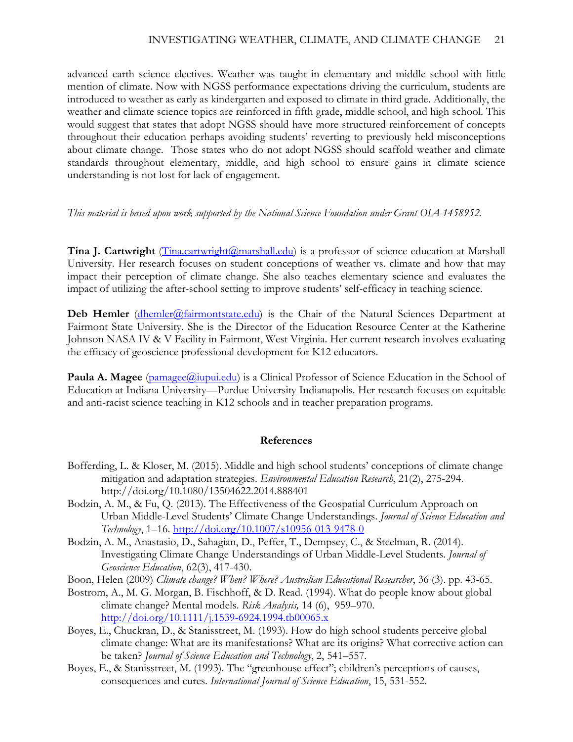advanced earth science electives. Weather was taught in elementary and middle school with little mention of climate. Now with NGSS performance expectations driving the curriculum, students are introduced to weather as early as kindergarten and exposed to climate in third grade. Additionally, the weather and climate science topics are reinforced in fifth grade, middle school, and high school. This would suggest that states that adopt NGSS should have more structured reinforcement of concepts throughout their education perhaps avoiding students' reverting to previously held misconceptions about climate change. Those states who do not adopt NGSS should scaffold weather and climate standards throughout elementary, middle, and high school to ensure gains in climate science understanding is not lost for lack of engagement.

*This material is based upon work supported by the National Science Foundation under Grant OIA-1458952.*

**Tina J. Cartwright** (Tina.cartwright@marshall.edu) is a professor of science education at Marshall University. Her research focuses on student conceptions of weather vs. climate and how that may impact their perception of climate change. She also teaches elementary science and evaluates the impact of utilizing the after-school setting to improve students' self-efficacy in teaching science.

**Deb Hemler** (dhemler@fairmontstate.edu) is the Chair of the Natural Sciences Department at Fairmont State University. She is the Director of the Education Resource Center at the Katherine Johnson NASA IV & V Facility in Fairmont, West Virginia. Her current research involves evaluating the efficacy of geoscience professional development for K12 educators.

**Paula A. Magee** (pamagee@iupui.edu) is a Clinical Professor of Science Education in the School of Education at Indiana University—Purdue University Indianapolis. Her research focuses on equitable and anti-racist science teaching in K12 schools and in teacher preparation programs.

## References

Bofferding, L. & Kloser, M. (2015). Middle and high school students' conceptions of climate change mitigation and adaptation strategies. *Environmental Education Research*, 21(2), 275-294. http://doi.org/10.1080/13504622.2014.888401

Bodzin, A. M., & Fu, Q. (2013). The Effectiveness of the Geospatial Curriculum Approach on Urban Middle-Level Students' Climate Change Understandings. *Journal of Science Education and Technology*, 1–16. http://doi.org/10.1007/s10956-013-9478-0

Bodzin, A. M., Anastasio, D., Sahagian, D., Peffer, T., Dempsey, C., & Steelman, R. (2014). Investigating Climate Change Understandings of Urban Middle-Level Students. *Journal of Geoscience Education*, 62(3), 417-430.

Boon, Helen (2009) *Climate change? When? Where? Australian Educational Researcher*, 36 (3). pp. 43-65.

Bostrom, A., M. G. Morgan, B. Fischhoff, & D. Read. (1994). What do people know about global climate change? Mental models. *Risk Analysis,* 14 (6), 959–970. http://doi.org/10.1111/j.1539-6924.1994.tb00065.x

Boyes, E., Chuckran, D., & Stanisstreet, M. (1993). How do high school students perceive global climate change: What are its manifestations? What are its origins? What corrective action can be taken? *Journal of Science Education and Technology*, 2, 541–557.

Boyes, E., & Stanisstreet, M. (1993). The "greenhouse effect"; children's perceptions of causes, consequences and cures. *International Journal of Science Education*, 15, 531-552.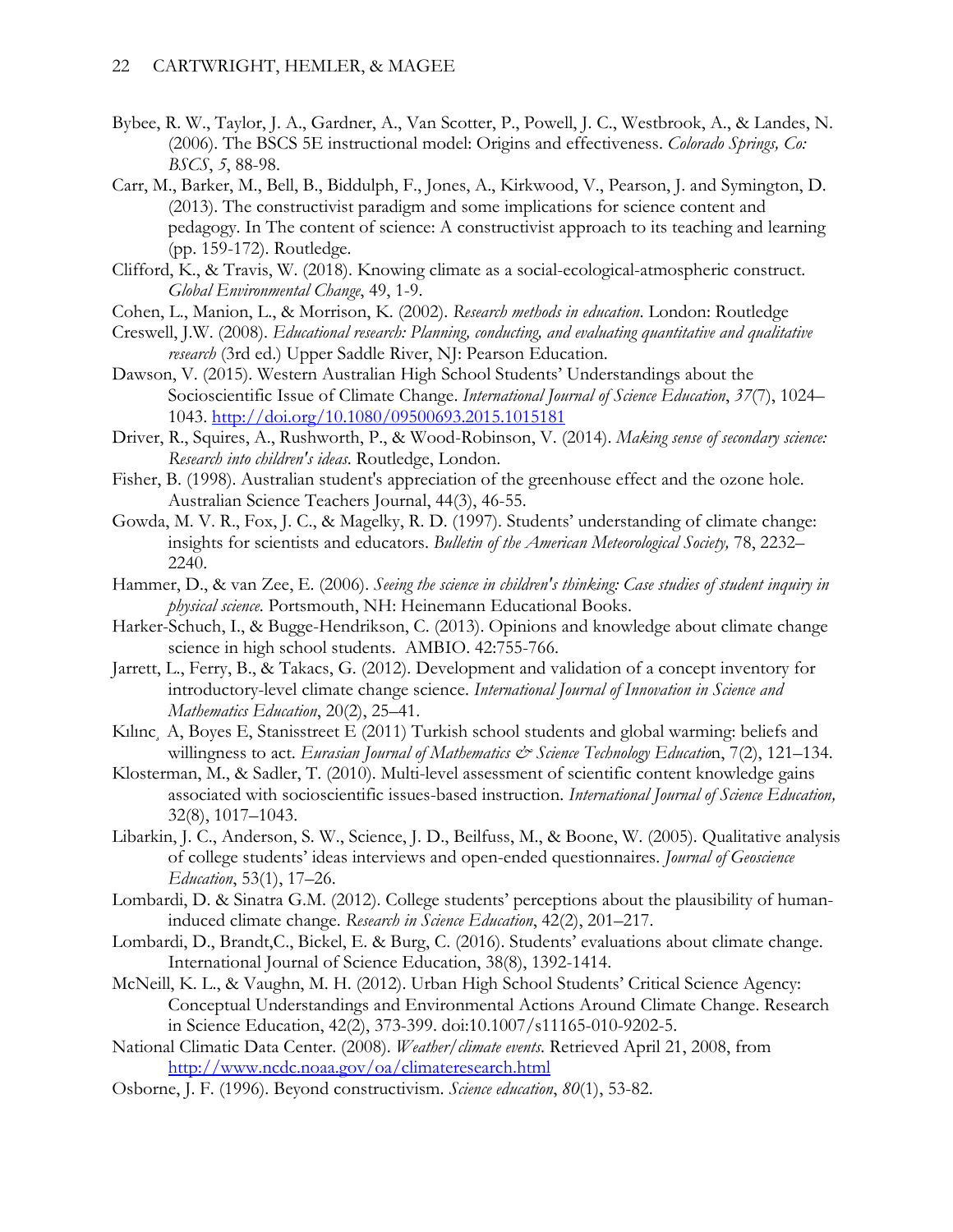Bybee, R. W., Taylor, J. A., Gardner, A., Van Scotter, P., Powell, J. C., Westbrook, A., & Landes, N. (2006). The BSCS 5E instructional model: Origins and effectiveness. *Colorado Springs, Co: BSCS*, *5*, 88-98.

Carr, M., Barker, M., Bell, B., Biddulph, F., Jones, A., Kirkwood, V., Pearson, J. and Symington, D. (2013). The constructivist paradigm and some implications for science content and pedagogy. In The content of science: A constructivist approach to its teaching and learning (pp. 159-172). Routledge.

Clifford, K., & Travis, W. (2018). Knowing climate as a social-ecological-atmospheric construct. *Global Environmental Change*, 49, 1-9.

Cohen, L., Manion, L., & Morrison, K. (2002). *Research methods in education*. London: Routledge

Creswell, J.W. (2008). *Educational research: Planning, conducting, and evaluating quantitative and qualitative research* (3rd ed.) Upper Saddle River, NJ: Pearson Education.

Dawson, V. (2015). Western Australian High School Students' Understandings about the Socioscientific Issue of Climate Change. *International Journal of Science Education*, *37*(7), 1024–1043. http://doi.org/10.1080/09500693.2015.1015181

Driver, R., Squires, A., Rushworth, P., & Wood-Robinson, V. (2014). *Making sense of secondary science: Research into children's ideas*. Routledge, London.

Fisher, B. (1998). Australian student's appreciation of the greenhouse effect and the ozone hole. Australian Science Teachers Journal, 44(3), 46-55.

Gowda, M. V. R., Fox, J. C., & Magelky, R. D. (1997). Students' understanding of climate change: insights for scientists and educators. *Bulletin of the American Meteorological Society,* 78, 2232–2240.

Hammer, D., & van Zee, E. (2006). *Seeing the science in children's thinking: Case studies of student inquiry in physical science*. Portsmouth, NH: Heinemann Educational Books.

Harker-Schuch, I., & Bugge-Hendrikson, C. (2013). Opinions and knowledge about climate change science in high school students. AMBIO. 42:755-766.

Jarrett, L., Ferry, B., & Takacs, G. (2012). Development and validation of a concept inventory for introductory-level climate change science. *International Journal of Innovation in Science and Mathematics Education*, 20(2), 25–41.

Kılınc¸ A, Boyes E, Stanisstreet E (2011) Turkish school students and global warming: beliefs and willingness to act. *Eurasian Journal of Mathematics & Science Technology Education*, 7(2), 121–134.

Klosterman, M., & Sadler, T. (2010). Multi-level assessment of scientific content knowledge gains associated with socioscientific issues-based instruction. *International Journal of Science Education,* 32(8), 1017–1043.

Libarkin, J. C., Anderson, S. W., Science, J. D., Beilfuss, M., & Boone, W. (2005). Qualitative analysis of college students' ideas interviews and open-ended questionnaires. *Journal of Geoscience Education*, 53(1), 17–26.

Lombardi, D. & Sinatra G.M. (2012). College students' perceptions about the plausibility of human-induced climate change. *Research in Science Education*, 42(2), 201–217.

Lombardi, D., Brandt,C., Bickel, E. & Burg, C. (2016). Students' evaluations about climate change. International Journal of Science Education, 38(8), 1392-1414.

McNeill, K. L., & Vaughn, M. H. (2012). Urban High School Students' Critical Science Agency: Conceptual Understandings and Environmental Actions Around Climate Change. Research in Science Education, 42(2), 373-399. doi:10.1007/s11165-010-9202-5.

National Climatic Data Center. (2008). *Weather/climate events*. Retrieved April 21, 2008, from http://www.ncdc.noaa.gov/oa/climateresearch.html

Osborne, J. F. (1996). Beyond constructivism. *Science education*, *80*(1), 53-82.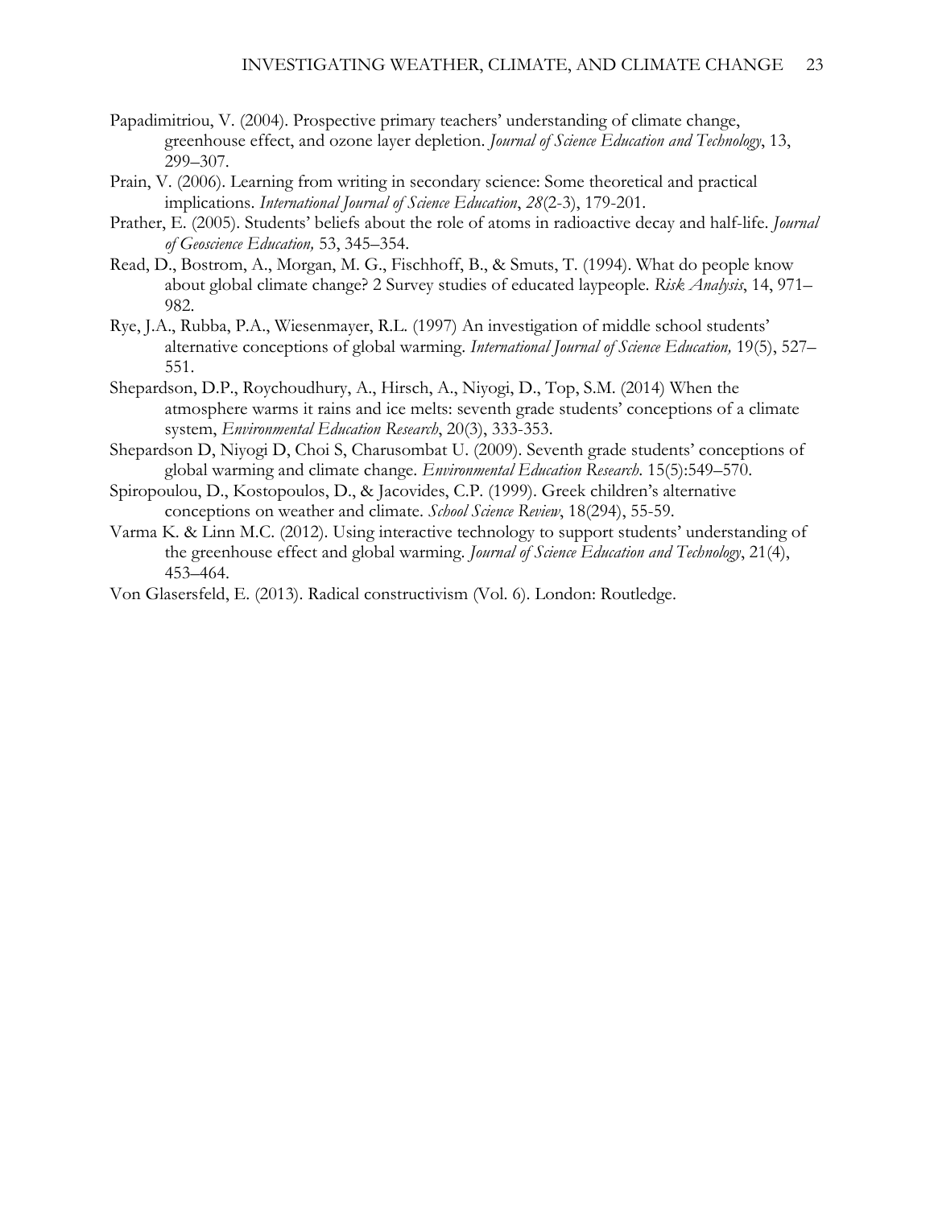Papadimitriou, V. (2004). Prospective primary teachers' understanding of climate change, greenhouse effect, and ozone layer depletion. *Journal of Science Education and Technology*, 13, 299–307.

Prain, V. (2006). Learning from writing in secondary science: Some theoretical and practical implications. *International Journal of Science Education*, *28*(2-3), 179-201.

Prather, E. (2005). Students' beliefs about the role of atoms in radioactive decay and half-life. *Journal of Geoscience Education,* 53, 345–354.

Read, D., Bostrom, A., Morgan, M. G., Fischhoff, B., & Smuts, T. (1994). What do people know about global climate change? 2 Survey studies of educated laypeople. *Risk Analysis*, 14, 971–982.

Rye, J.A., Rubba, P.A., Wiesenmayer, R.L. (1997) An investigation of middle school students' alternative conceptions of global warming. *International Journal of Science Education,* 19(5), 527–551.

Shepardson, D.P., Roychoudhury, A., Hirsch, A., Niyogi, D., Top, S.M. (2014) When the atmosphere warms it rains and ice melts: seventh grade students' conceptions of a climate system, *Environmental Education Research*, 20(3), 333-353.

Shepardson D, Niyogi D, Choi S, Charusombat U. (2009). Seventh grade students' conceptions of global warming and climate change. *Environmental Education Research*. 15(5):549–570.

Spiropoulou, D., Kostopoulos, D., & Jacovides, C.P. (1999). Greek children's alternative conceptions on weather and climate. *School Science Review*, 18(294), 55-59.

Varma K. & Linn M.C. (2012). Using interactive technology to support students' understanding of the greenhouse effect and global warming. *Journal of Science Education and Technology*, 21(4), 453–464.

Von Glasersfeld, E. (2013). Radical constructivism (Vol. 6). London: Routledge.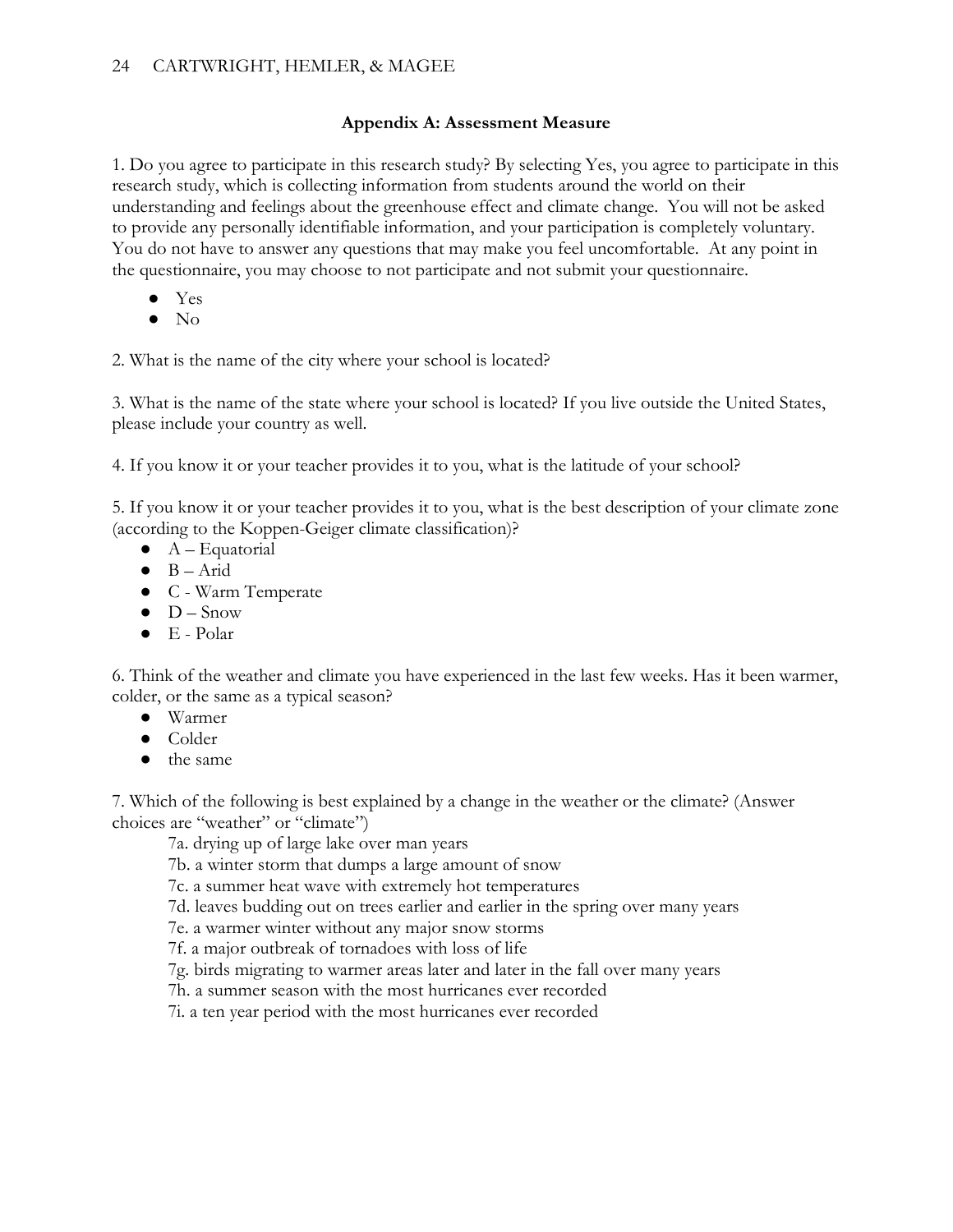## Appendix A: Assessment Measure

1. Do you agree to participate in this research study? By selecting Yes, you agree to participate in this research study, which is collecting information from students around the world on their understanding and feelings about the greenhouse effect and climate change. You will not be asked to provide any personally identifiable information, and your participation is completely voluntary. You do not have to answer any questions that may make you feel uncomfortable. At any point in the questionnaire, you may choose to not participate and not submit your questionnaire.

- Yes
- No

2. What is the name of the city where your school is located?

3. What is the name of the state where your school is located? If you live outside the United States, please include your country as well.

4. If you know it or your teacher provides it to you, what is the latitude of your school?

5. If you know it or your teacher provides it to you, what is the best description of your climate zone (according to the Koppen-Geiger climate classification)?

- A – Equatorial
- B – Arid
- C - Warm Temperate
- D – Snow
- E - Polar

6. Think of the weather and climate you have experienced in the last few weeks. Has it been warmer, colder, or the same as a typical season?

- Warmer
- Colder
- the same

7. Which of the following is best explained by a change in the weather or the climate? (Answer choices are “weather” or “climate”)

  7a. drying up of large lake over man years
  7b. a winter storm that dumps a large amount of snow
  7c. a summer heat wave with extremely hot temperatures
  7d. leaves budding out on trees earlier and earlier in the spring over many years
  7e. a warmer winter without any major snow storms
  7f. a major outbreak of tornadoes with loss of life
  7g. birds migrating to warmer areas later and later in the fall over many years
  7h. a summer season with the most hurricanes ever recorded
  7i. a ten year period with the most hurricanes ever recorded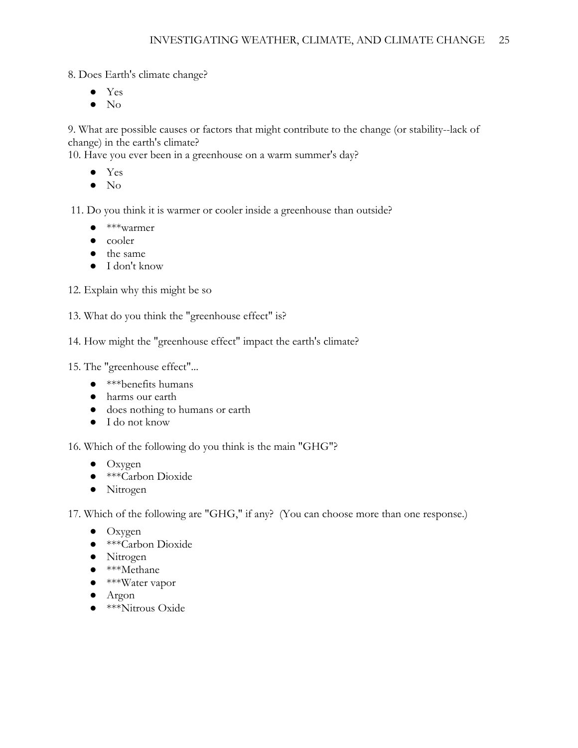8. Does Earth's climate change?

- Yes
- No

9. What are possible causes or factors that might contribute to the change (or stability--lack of change) in the earth's climate?

10. Have you ever been in a greenhouse on a warm summer's day?

- Yes
- No

11. Do you think it is warmer or cooler inside a greenhouse than outside?

- ***warmer
- cooler
- the same
- I don't know

12. Explain why this might be so

13. What do you think the "greenhouse effect" is?

14. How might the "greenhouse effect" impact the earth's climate?

15. The "greenhouse effect"...

- ***benefits humans
- harms our earth
- does nothing to humans or earth
- I do not know

16. Which of the following do you think is the main "GHG"?

- Oxygen
- ***Carbon Dioxide
- Nitrogen

17. Which of the following are "GHG," if any? (You can choose more than one response.)

- Oxygen
- ***Carbon Dioxide
- Nitrogen
- ***Methane
- ***Water vapor
- Argon
- ***Nitrous Oxide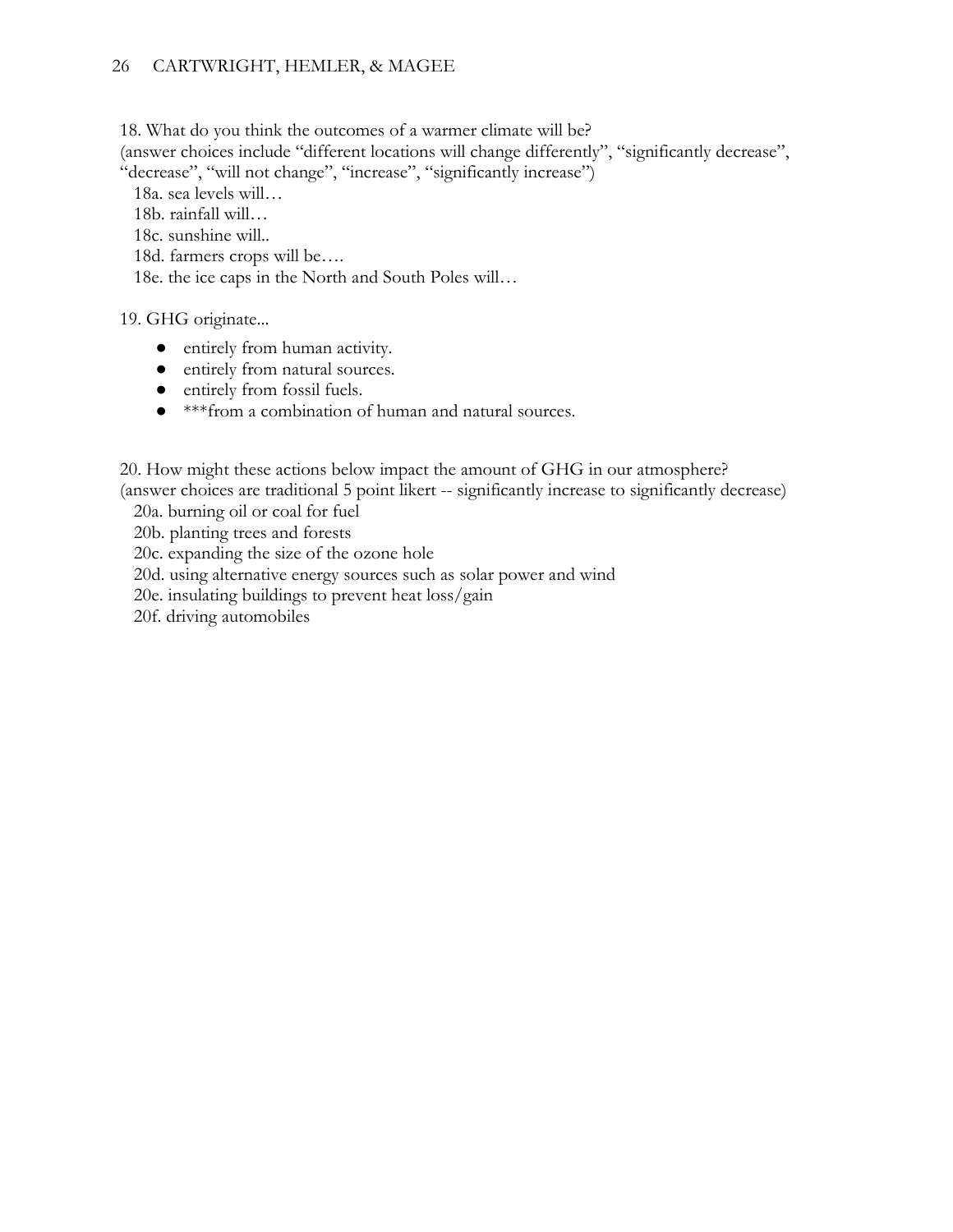18. What do you think the outcomes of a warmer climate will be?
(answer choices include "different locations will change differently", "significantly decrease", "decrease", "will not change", "increase", "significantly increase")

18a. sea levels will…
18b. rainfall will…
18c. sunshine will..
18d. farmers crops will be….
18e. the ice caps in the North and South Poles will…

19. GHG originate...

- entirely from human activity.
- entirely from natural sources.
- entirely from fossil fuels.
- ***from a combination of human and natural sources.

20. How might these actions below impact the amount of GHG in our atmosphere?
(answer choices are traditional 5 point likert -- significantly increase to significantly decrease)

20a. burning oil or coal for fuel
20b. planting trees and forests
20c. expanding the size of the ozone hole
20d. using alternative energy sources such as solar power and wind
20e. insulating buildings to prevent heat loss/gain
20f. driving automobiles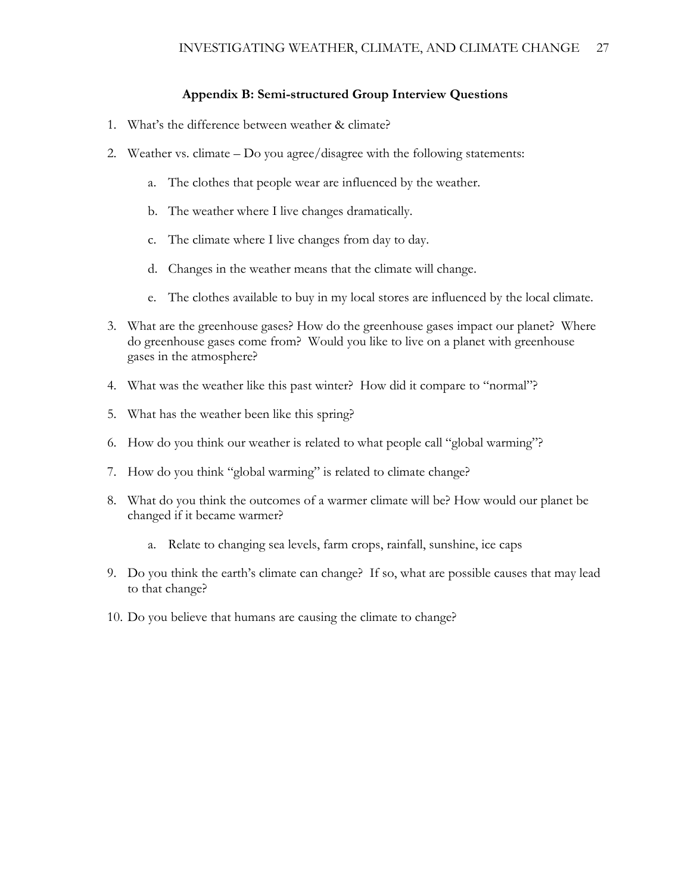## Appendix B: Semi-structured Group Interview Questions

1. What's the difference between weather & climate?
2. Weather vs. climate – Do you agree/disagree with the following statements:
    a. The clothes that people wear are influenced by the weather.
    b. The weather where I live changes dramatically.
    c. The climate where I live changes from day to day.
    d. Changes in the weather means that the climate will change.
    e. The clothes available to buy in my local stores are influenced by the local climate.
3. What are the greenhouse gases? How do the greenhouse gases impact our planet? Where do greenhouse gases come from? Would you like to live on a planet with greenhouse gases in the atmosphere?
4. What was the weather like this past winter? How did it compare to "normal"?
5. What has the weather been like this spring?
6. How do you think our weather is related to what people call "global warming"?
7. How do you think "global warming" is related to climate change?
8. What do you think the outcomes of a warmer climate will be? How would our planet be changed if it became warmer?
    a. Relate to changing sea levels, farm crops, rainfall, sunshine, ice caps
9. Do you think the earth's climate can change? If so, what are possible causes that may lead to that change?
10. Do you believe that humans are causing the climate to change?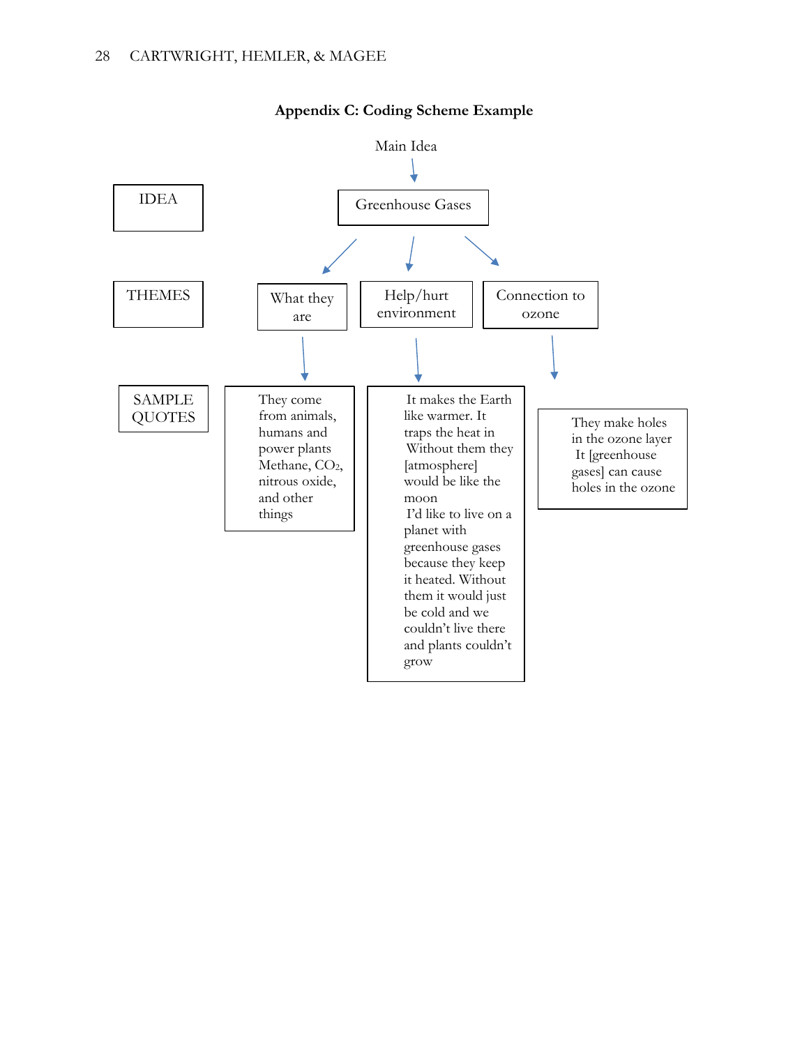## Appendix C: Coding Scheme Example

| Level | | | |
|---|---|---|---|
| IDEA | Main Idea: Greenhouse Gases | | |
| THEMES | What they are | Help/hurt environment | Connection to ozone |
| SAMPLE QUOTES | They come from animals, humans and power plants<br>Methane, $CO_2$, nitrous oxide, and other things | It makes the Earth like warmer. It traps the heat in<br>Without them they [atmosphere] would be like the moon<br>I'd like to live on a planet with greenhouse gases because they keep it heated. Without them it would just be cold and we couldn't live there and plants couldn't grow | They make holes in the ozone layer<br>It [greenhouse gases] can cause holes in the ozone |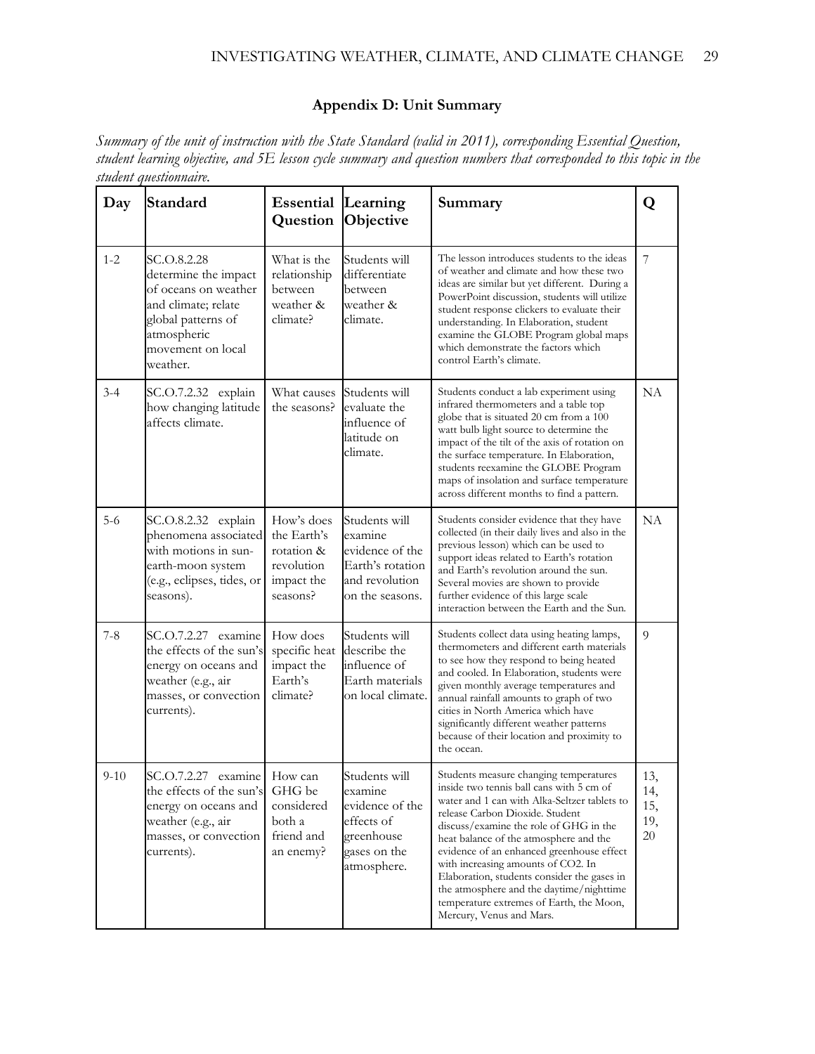## Appendix D: Unit Summary

*Summary of the unit of instruction with the State Standard (valid in 2011), corresponding Essential Question, student learning objective, and 5E lesson cycle summary and question numbers that corresponded to this topic in the student questionnaire.*

| Day | Standard | Essential Question | Learning Objective | Summary | Q |
|---|---|---|---|---|---|
| 1-2 | SC.O.8.2.28 determine the impact of oceans on weather and climate; relate global patterns of atmospheric movement on local weather. | What is the relationship between weather & climate? | Students will differentiate between weather & climate. | The lesson introduces students to the ideas of weather and climate and how these two ideas are similar but yet different. During a PowerPoint discussion, students will utilize student response clickers to evaluate their understanding. In Elaboration, student examine the GLOBE Program global maps which demonstrate the factors which control Earth's climate. | 7 |
| 3-4 | SC.O.7.2.32 explain how changing latitude affects climate. | What causes the seasons? | Students will evaluate the influence of latitude on climate. | Students conduct a lab experiment using infrared thermometers and a table top globe that is situated 20 cm from a 100 watt bulb light source to determine the impact of the tilt of the axis of rotation on the surface temperature. In Elaboration, students reexamine the GLOBE Program maps of insolation and surface temperature across different months to find a pattern. | NA |
| 5-6 | SC.O.8.2.32 explain phenomena associated with motions in sun-earth-moon system (e.g., eclipses, tides, or seasons). | How's does the Earth's rotation & revolution impact the seasons? | Students will examine evidence of the Earth's rotation and revolution on the seasons. | Students consider evidence that they have collected (in their daily lives and also in the previous lesson) which can be used to support ideas related to Earth's rotation and Earth's revolution around the sun. Several movies are shown to provide further evidence of this large scale interaction between the Earth and the Sun. | NA |
| 7-8 | SC.O.7.2.27 examine the effects of the sun's energy on oceans and weather (e.g., air masses, or convection currents). | How does specific heat impact the Earth's climate? | Students will describe the influence of Earth materials on local climate. | Students collect data using heating lamps, thermometers and different earth materials to see how they respond to being heated and cooled. In Elaboration, students were given monthly average temperatures and annual rainfall amounts to graph of two cities in North America which have significantly different weather patterns because of their location and proximity to the ocean. | 9 |
| 9-10 | SC.O.7.2.27 examine the effects of the sun's energy on oceans and weather (e.g., air masses, or convection currents). | How can GHG be considered both a friend and an enemy? | Students will examine evidence of the effects of greenhouse gases on the atmosphere. | Students measure changing temperatures inside two tennis ball cans with 5 cm of water and 1 can with Alka-Seltzer tablets to release Carbon Dioxide. Student discuss/examine the role of GHG in the heat balance of the atmosphere and the evidence of an enhanced greenhouse effect with increasing amounts of CO2. In Elaboration, students consider the gases in the atmosphere and the daytime/nighttime temperature extremes of Earth, the Moon, Mercury, Venus and Mars. | 13, 14, 15, 19, 20 |